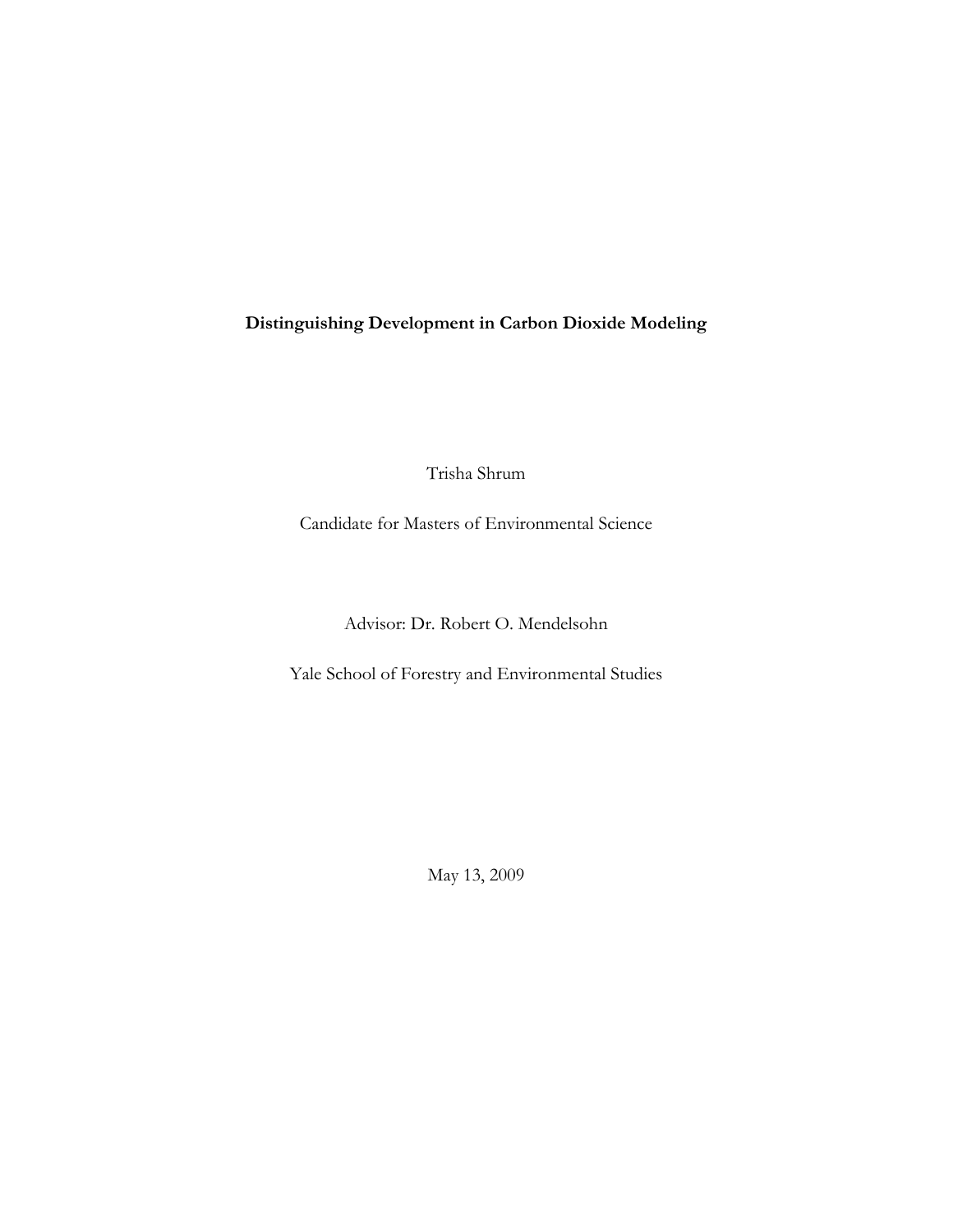**Distinguishing Development in Carbon Dioxide Modeling**

Trisha Shrum

Candidate for Masters of Environmental Science

Advisor: Dr. Robert O. Mendelsohn

Yale School of Forestry and Environmental Studies

May 13, 2009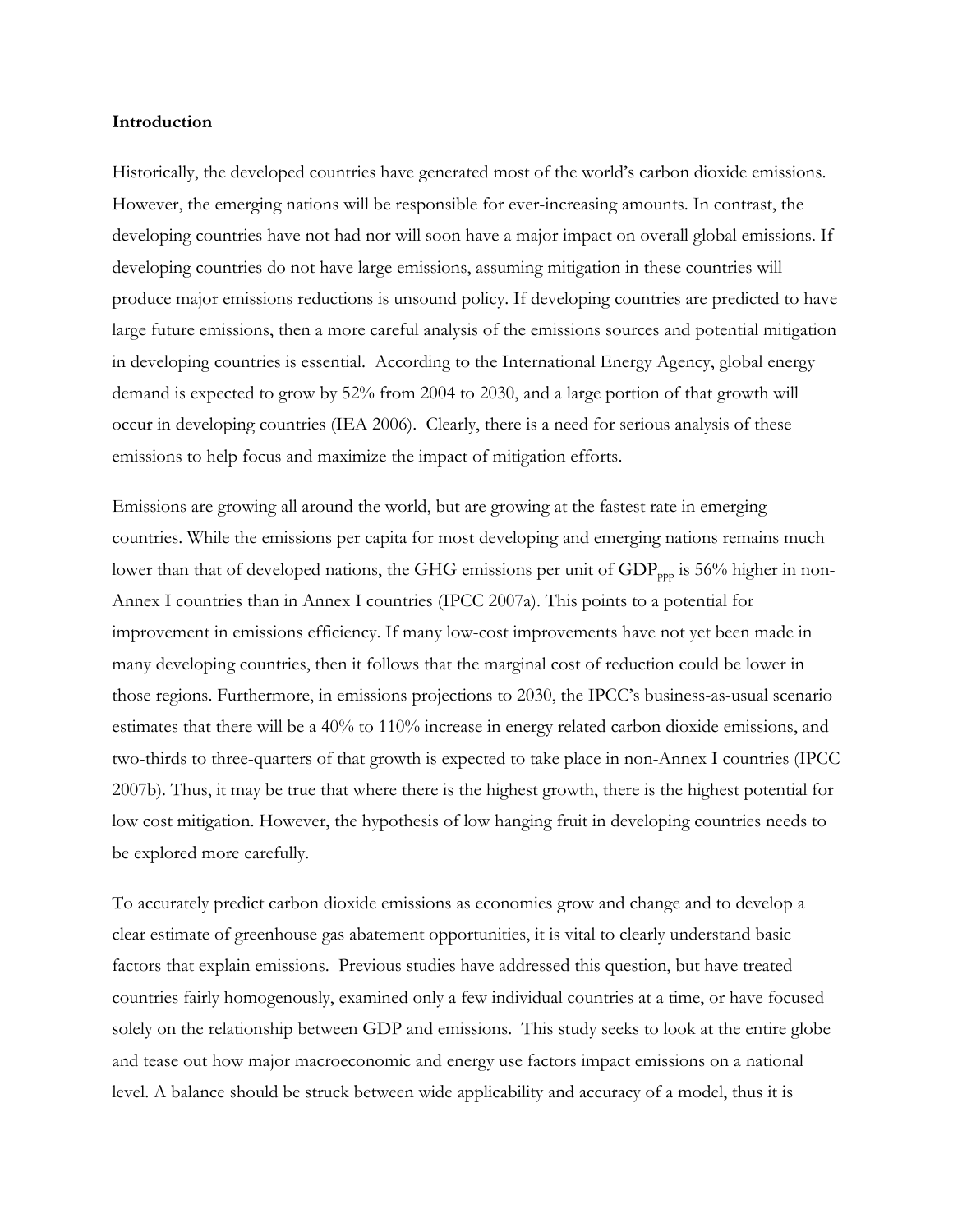**Introduction**

Historically, the developed countries have generated most of the world's carbon dioxide emissions. However, the emerging nations will be responsible for ever-increasing amounts. In contrast, the developing countries have not had nor will soon have a major impact on overall global emissions. If developing countries do not have large emissions, assuming mitigation in these countries will produce major emissions reductions is unsound policy. If developing countries are predicted to have large future emissions, then a more careful analysis of the emissions sources and potential mitigation in developing countries is essential. According to the International Energy Agency, global energy demand is expected to grow by 52% from 2004 to 2030, and a large portion of that growth will occur in developing countries (IEA 2006). Clearly, there is a need for serious analysis of these emissions to help focus and maximize the impact of mitigation efforts.

Emissions are growing all around the world, but are growing at the fastest rate in emerging countries. While the emissions per capita for most developing and emerging nations remains much lower than that of developed nations, the GHG emissions per unit of $GDP_{ppp}$ is 56% higher in non-Annex I countries than in Annex I countries (IPCC 2007a). This points to a potential for improvement in emissions efficiency. If many low-cost improvements have not yet been made in many developing countries, then it follows that the marginal cost of reduction could be lower in those regions. Furthermore, in emissions projections to 2030, the IPCC's business-as-usual scenario estimates that there will be a 40% to 110% increase in energy related carbon dioxide emissions, and two-thirds to three-quarters of that growth is expected to take place in non-Annex I countries (IPCC 2007b). Thus, it may be true that where there is the highest growth, there is the highest potential for low cost mitigation. However, the hypothesis of low hanging fruit in developing countries needs to be explored more carefully.

To accurately predict carbon dioxide emissions as economies grow and change and to develop a clear estimate of greenhouse gas abatement opportunities, it is vital to clearly understand basic factors that explain emissions. Previous studies have addressed this question, but have treated countries fairly homogenously, examined only a few individual countries at a time, or have focused solely on the relationship between GDP and emissions. This study seeks to look at the entire globe and tease out how major macroeconomic and energy use factors impact emissions on a national level. A balance should be struck between wide applicability and accuracy of a model, thus it is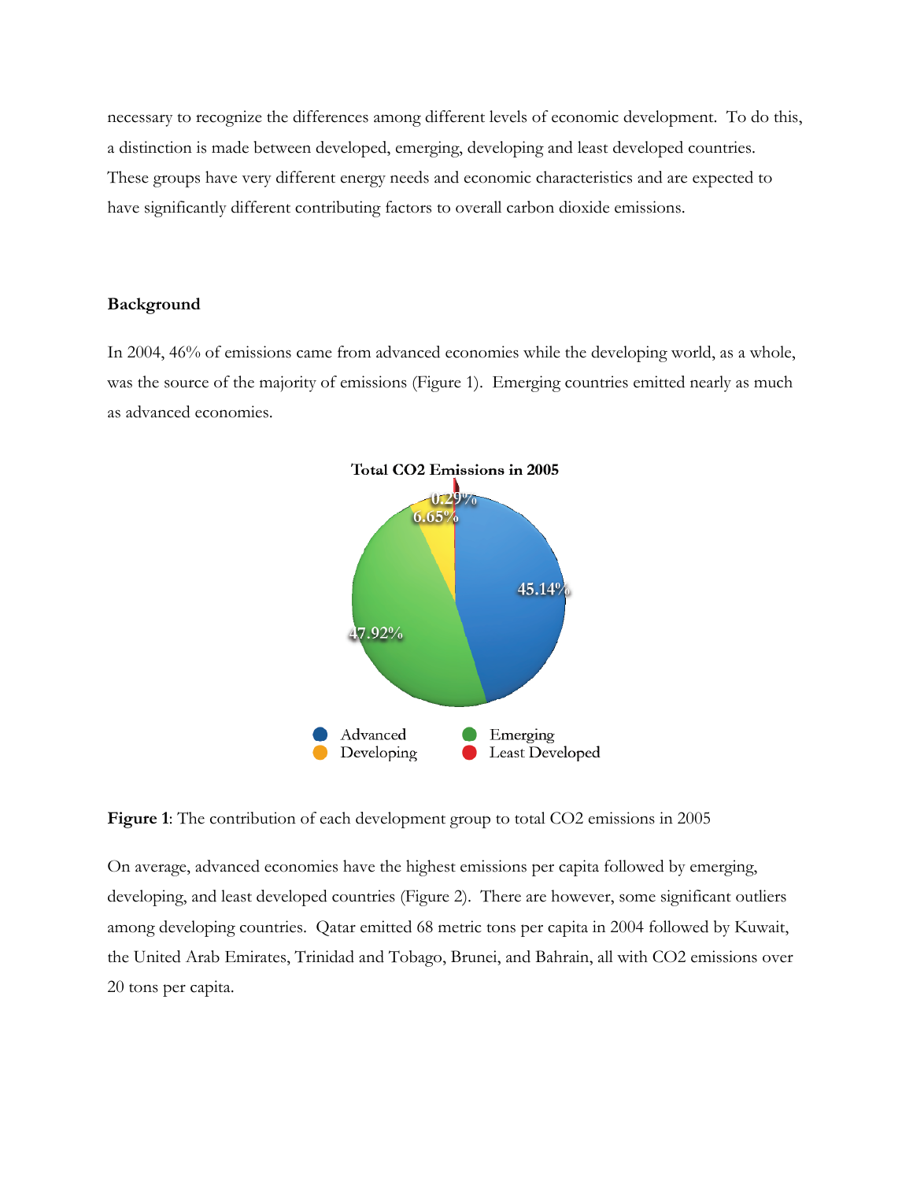necessary to recognize the differences among different levels of economic development. To do this, a distinction is made between developed, emerging, developing and least developed countries. These groups have very different energy needs and economic characteristics and are expected to have significantly different contributing factors to overall carbon dioxide emissions.

## Background

In 2004, 46% of emissions came from advanced economies while the developing world, as a whole, was the source of the majority of emissions (Figure 1). Emerging countries emitted nearly as much as advanced economies.

**Figure 1**: The contribution of each development group to total $CO_2$ emissions in 2005

On average, advanced economies have the highest emissions per capita followed by emerging, developing, and least developed countries (Figure 2). There are however, some significant outliers among developing countries. Qatar emitted 68 metric tons per capita in 2004 followed by Kuwait, the United Arab Emirates, Trinidad and Tobago, Brunei, and Bahrain, all with $CO_2$ emissions over 20 tons per capita.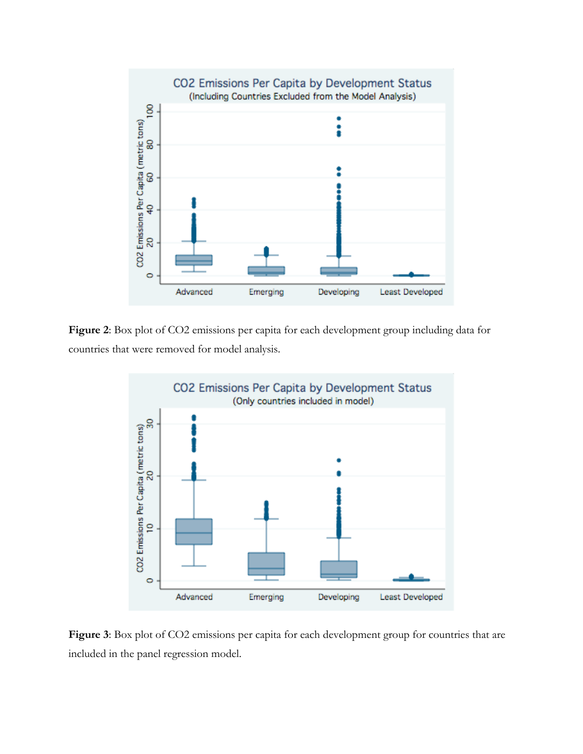**Figure 2**: Box plot of $CO_2$ emissions per capita for each development group including data for countries that were removed for model analysis.

**Figure 3**: Box plot of $CO_2$ emissions per capita for each development group for countries that are included in the panel regression model.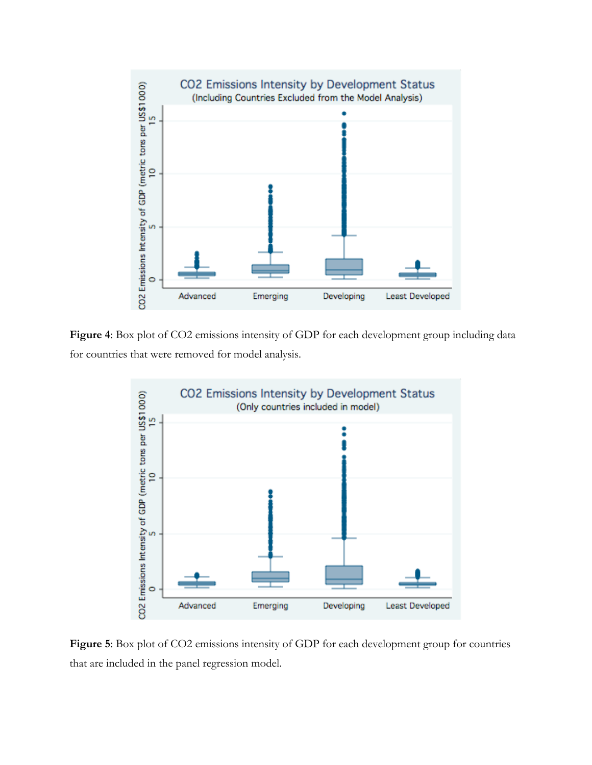**Figure 4**: Box plot of CO2 emissions intensity of GDP for each development group including data for countries that were removed for model analysis.

**Figure 5**: Box plot of CO2 emissions intensity of GDP for each development group for countries that are included in the panel regression model.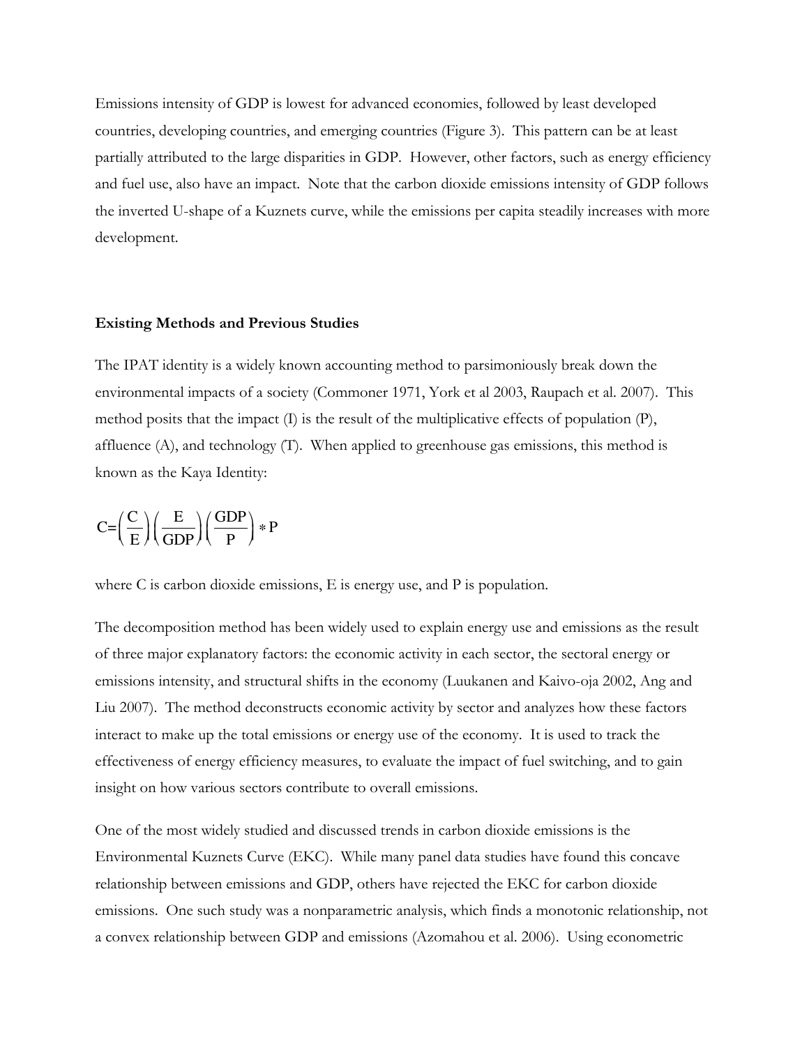Emissions intensity of GDP is lowest for advanced economies, followed by least developed countries, developing countries, and emerging countries (Figure 3). This pattern can be at least partially attributed to the large disparities in GDP. However, other factors, such as energy efficiency and fuel use, also have an impact. Note that the carbon dioxide emissions intensity of GDP follows the inverted U-shape of a Kuznets curve, while the emissions per capita steadily increases with more development.

**Existing Methods and Previous Studies**

The IPAT identity is a widely known accounting method to parsimoniously break down the environmental impacts of a society (Commoner 1971, York et al 2003, Raupach et al. 2007). This method posits that the impact (I) is the result of the multiplicative effects of population (P), affluence (A), and technology (T). When applied to greenhouse gas emissions, this method is known as the Kaya Identity:

$$C = \left(\frac{C}{E}\right)\left(\frac{E}{GDP}\right)\left(\frac{GDP}{P}\right) * P$$

where C is carbon dioxide emissions, E is energy use, and P is population.

The decomposition method has been widely used to explain energy use and emissions as the result of three major explanatory factors: the economic activity in each sector, the sectoral energy or emissions intensity, and structural shifts in the economy (Luukanen and Kaivo-oja 2002, Ang and Liu 2007). The method deconstructs economic activity by sector and analyzes how these factors interact to make up the total emissions or energy use of the economy. It is used to track the effectiveness of energy efficiency measures, to evaluate the impact of fuel switching, and to gain insight on how various sectors contribute to overall emissions.

One of the most widely studied and discussed trends in carbon dioxide emissions is the Environmental Kuznets Curve (EKC). While many panel data studies have found this concave relationship between emissions and GDP, others have rejected the EKC for carbon dioxide emissions. One such study was a nonparametric analysis, which finds a monotonic relationship, not a convex relationship between GDP and emissions (Azomahou et al. 2006). Using econometric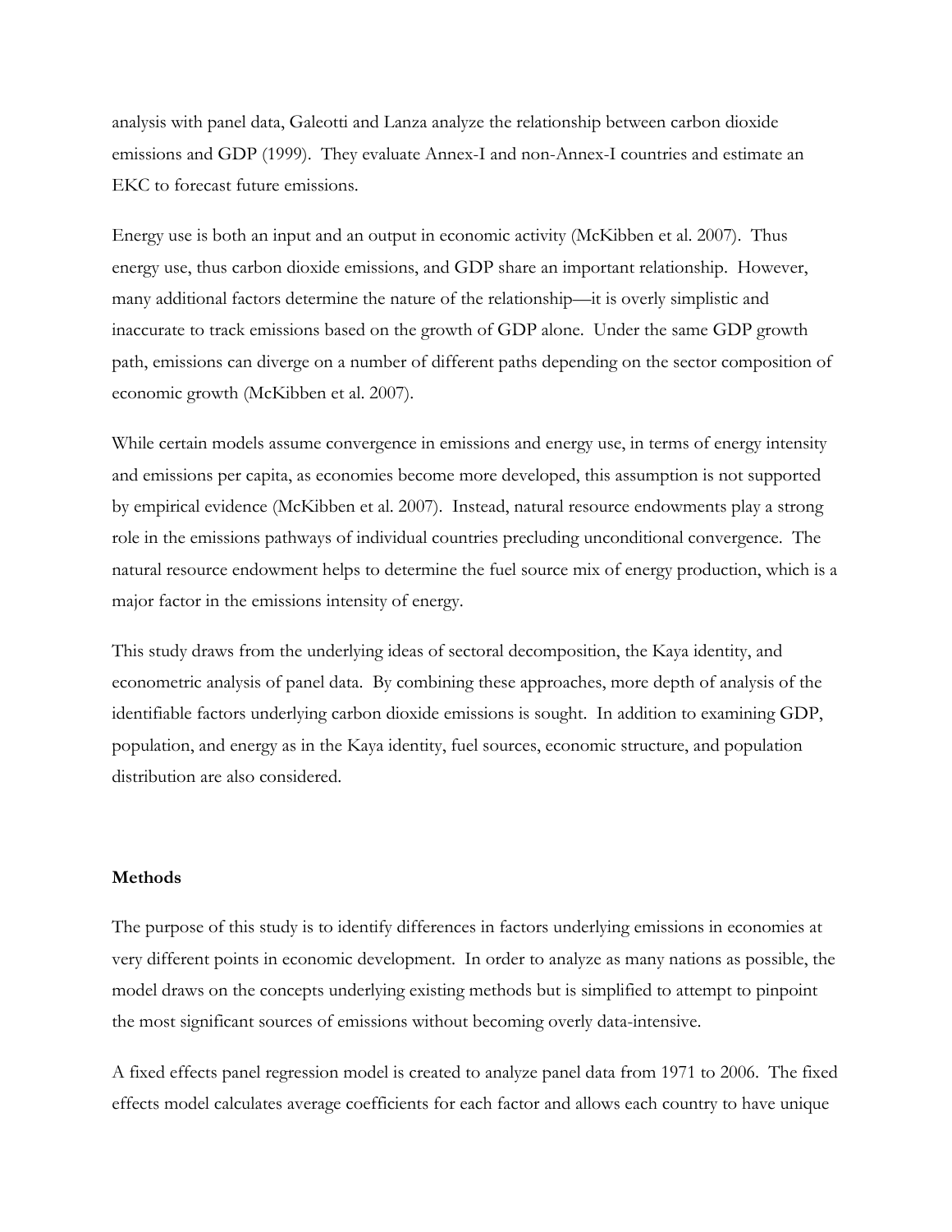analysis with panel data, Galeotti and Lanza analyze the relationship between carbon dioxide emissions and GDP (1999). They evaluate Annex-I and non-Annex-I countries and estimate an EKC to forecast future emissions.

Energy use is both an input and an output in economic activity (McKibben et al. 2007). Thus energy use, thus carbon dioxide emissions, and GDP share an important relationship. However, many additional factors determine the nature of the relationship—it is overly simplistic and inaccurate to track emissions based on the growth of GDP alone. Under the same GDP growth path, emissions can diverge on a number of different paths depending on the sector composition of economic growth (McKibben et al. 2007).

While certain models assume convergence in emissions and energy use, in terms of energy intensity and emissions per capita, as economies become more developed, this assumption is not supported by empirical evidence (McKibben et al. 2007). Instead, natural resource endowments play a strong role in the emissions pathways of individual countries precluding unconditional convergence. The natural resource endowment helps to determine the fuel source mix of energy production, which is a major factor in the emissions intensity of energy.

This study draws from the underlying ideas of sectoral decomposition, the Kaya identity, and econometric analysis of panel data. By combining these approaches, more depth of analysis of the identifiable factors underlying carbon dioxide emissions is sought. In addition to examining GDP, population, and energy as in the Kaya identity, fuel sources, economic structure, and population distribution are also considered.

**Methods**

The purpose of this study is to identify differences in factors underlying emissions in economies at very different points in economic development. In order to analyze as many nations as possible, the model draws on the concepts underlying existing methods but is simplified to attempt to pinpoint the most significant sources of emissions without becoming overly data-intensive.

A fixed effects panel regression model is created to analyze panel data from 1971 to 2006. The fixed effects model calculates average coefficients for each factor and allows each country to have unique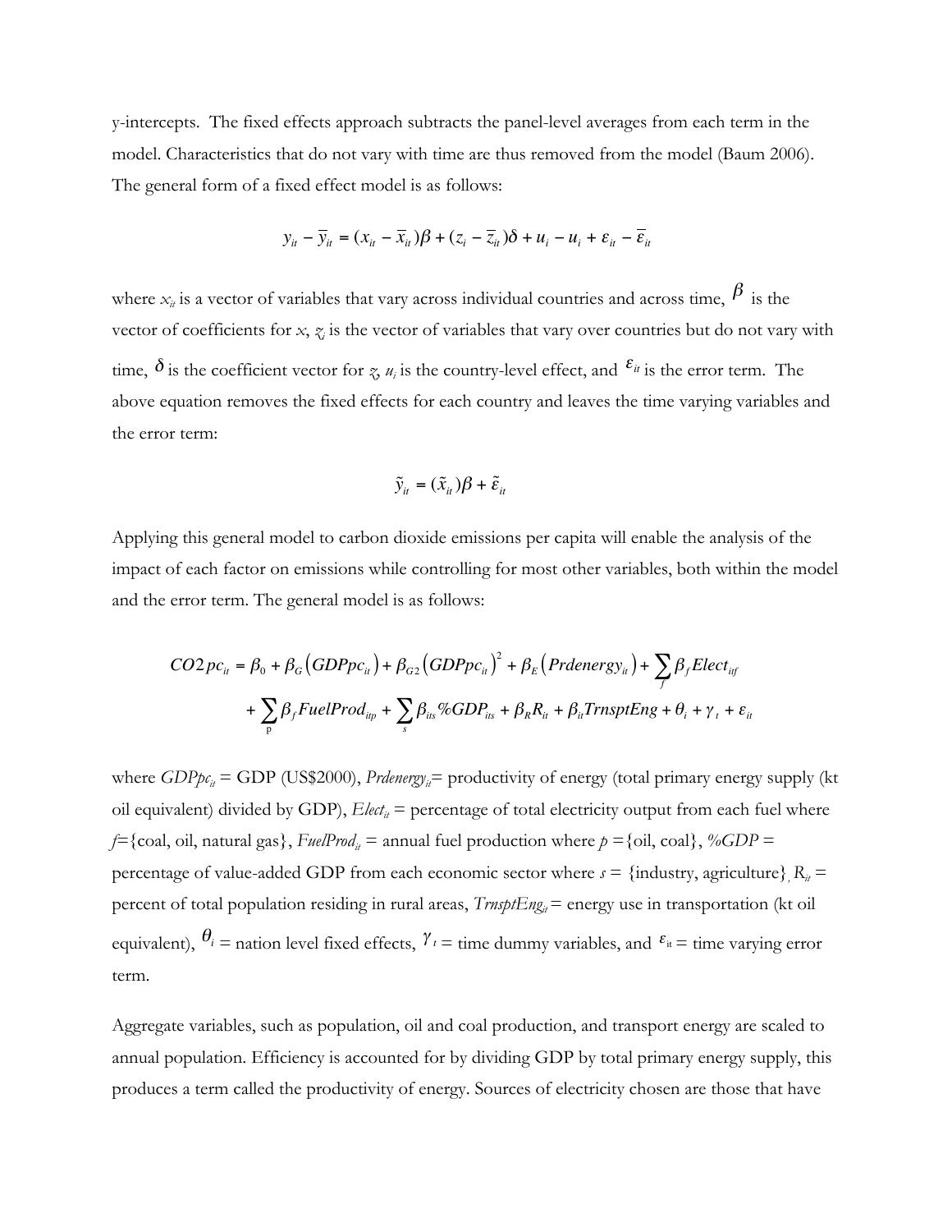y-intercepts. The fixed effects approach subtracts the panel-level averages from each term in the model. Characteristics that do not vary with time are thus removed from the model (Baum 2006). The general form of a fixed effect model is as follows:

$$y_{it} - \bar{y}_{it} = (x_{it} - \bar{x}_{it})\beta + (z_i - \bar{z}_{it})\delta + u_i - u_i + \varepsilon_{it} - \bar{\varepsilon}_{it}$$

where $x_{it}$ is a vector of variables that vary across individual countries and across time, $\beta$ is the vector of coefficients for $x$, $z_i$ is the vector of variables that vary over countries but do not vary with time, $\delta$ is the coefficient vector for $z$, $u_i$ is the country-level effect, and $\varepsilon_{it}$ is the error term. The above equation removes the fixed effects for each country and leaves the time varying variables and the error term:

$$\tilde{y}_{it} = (\tilde{x}_{it})\beta + \tilde{\varepsilon}_{it}$$

Applying this general model to carbon dioxide emissions per capita will enable the analysis of the impact of each factor on emissions while controlling for most other variables, both within the model and the error term. The general model is as follows:

$$CO2pc_{it} = \beta_0 + \beta_G\left(GDPpc_{it}\right) + \beta_{G2}\left(GDPpc_{it}\right)^2 + \beta_E\left(Prdenergy_{it}\right) + \sum_f \beta_f Elect_{itf}$$
$$+ \sum_p \beta_f FuelProd_{itp} + \sum_s \beta_{its}\%GDP_{its} + \beta_R R_{it} + \beta_{it} TrnsptEng + \theta_i + \gamma_t + \varepsilon_{it}$$

where $GDPpc_{it}$ = GDP (US\$2000), $Prdenergy_{it}$= productivity of energy (total primary energy supply (kt oil equivalent) divided by GDP), $Elect_{it}$ = percentage of total electricity output from each fuel where $f$={coal, oil, natural gas}, $FuelProd_{it}$ = annual fuel production where $p$ ={oil, coal}, $\%GDP$ = percentage of value-added GDP from each economic sector where $s$ = {industry, agriculture}, $R_{it}$ = percent of total population residing in rural areas, $TrnsptEng_{it}$ = energy use in transportation (kt oil equivalent), $\theta_i$ = nation level fixed effects, $\gamma_t$ = time dummy variables, and $\varepsilon_{it}$ = time varying error term.

Aggregate variables, such as population, oil and coal production, and transport energy are scaled to annual population. Efficiency is accounted for by dividing GDP by total primary energy supply, this produces a term called the productivity of energy. Sources of electricity chosen are those that have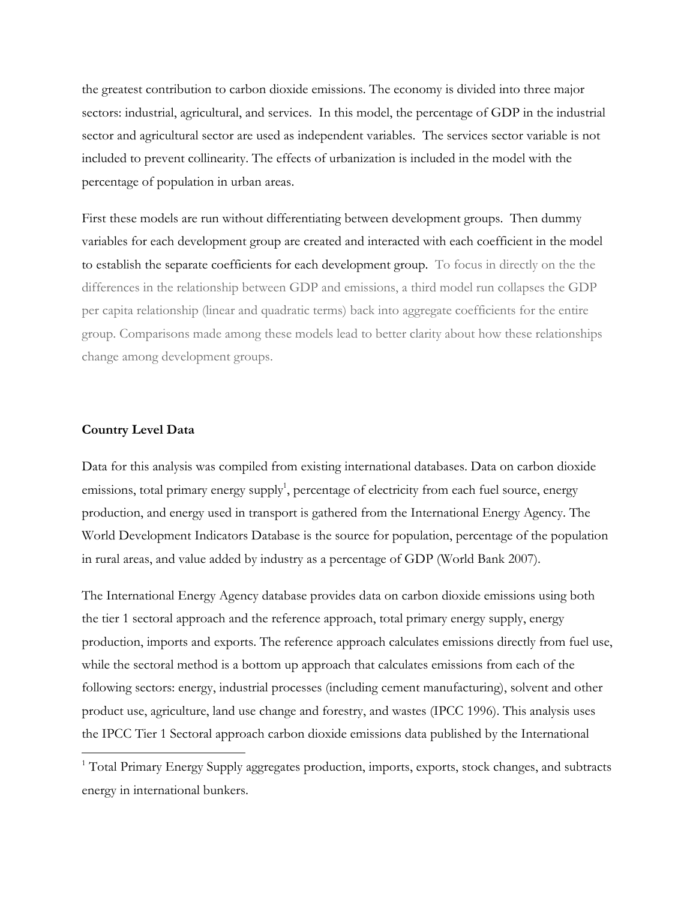the greatest contribution to carbon dioxide emissions. The economy is divided into three major sectors: industrial, agricultural, and services. In this model, the percentage of GDP in the industrial sector and agricultural sector are used as independent variables. The services sector variable is not included to prevent collinearity. The effects of urbanization is included in the model with the percentage of population in urban areas.

First these models are run without differentiating between development groups. Then dummy variables for each development group are created and interacted with each coefficient in the model to establish the separate coefficients for each development group. To focus in directly on the the differences in the relationship between GDP and emissions, a third model run collapses the GDP per capita relationship (linear and quadratic terms) back into aggregate coefficients for the entire group. Comparisons made among these models lead to better clarity about how these relationships change among development groups.

**Country Level Data**

Data for this analysis was compiled from existing international databases. Data on carbon dioxide emissions, total primary energy supply[1], percentage of electricity from each fuel source, energy production, and energy used in transport is gathered from the International Energy Agency. The World Development Indicators Database is the source for population, percentage of the population in rural areas, and value added by industry as a percentage of GDP (World Bank 2007).

The International Energy Agency database provides data on carbon dioxide emissions using both the tier 1 sectoral approach and the reference approach, total primary energy supply, energy production, imports and exports. The reference approach calculates emissions directly from fuel use, while the sectoral method is a bottom up approach that calculates emissions from each of the following sectors: energy, industrial processes (including cement manufacturing), solvent and other product use, agriculture, land use change and forestry, and wastes (IPCC 1996). This analysis uses the IPCC Tier 1 Sectoral approach carbon dioxide emissions data published by the International

[1] Total Primary Energy Supply aggregates production, imports, exports, stock changes, and subtracts energy in international bunkers.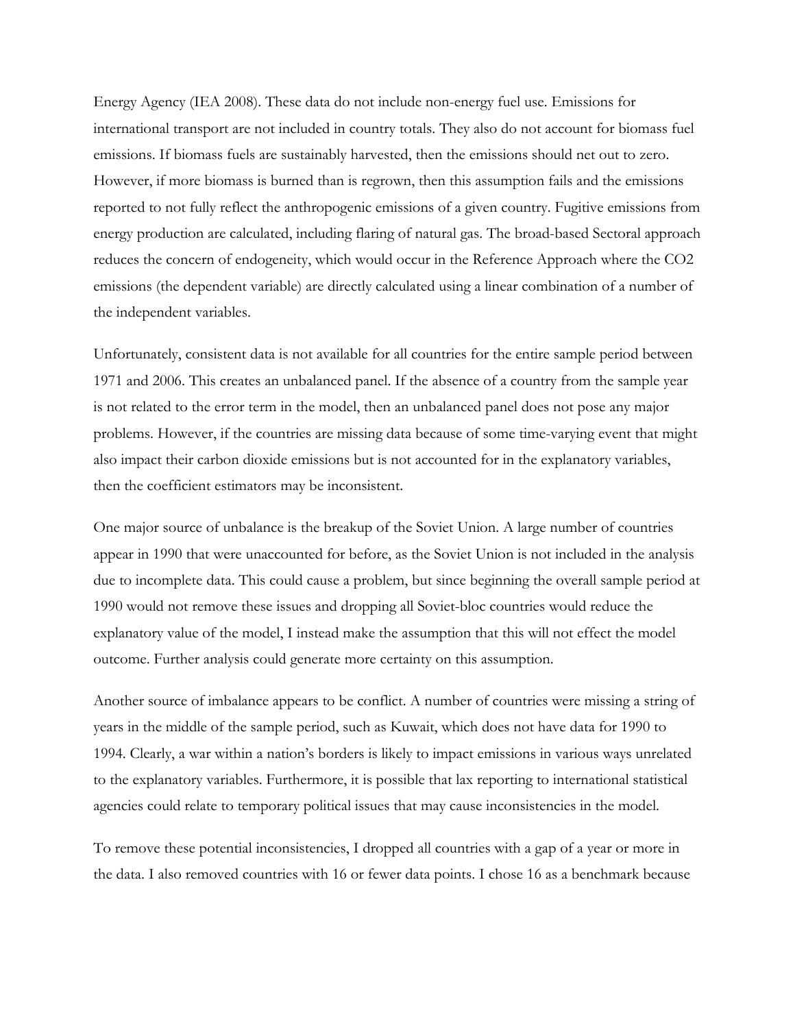Energy Agency (IEA 2008). These data do not include non-energy fuel use. Emissions for international transport are not included in country totals. They also do not account for biomass fuel emissions. If biomass fuels are sustainably harvested, then the emissions should net out to zero. However, if more biomass is burned than is regrown, then this assumption fails and the emissions reported to not fully reflect the anthropogenic emissions of a given country. Fugitive emissions from energy production are calculated, including flaring of natural gas. The broad-based Sectoral approach reduces the concern of endogeneity, which would occur in the Reference Approach where the $CO_2$ emissions (the dependent variable) are directly calculated using a linear combination of a number of the independent variables.

Unfortunately, consistent data is not available for all countries for the entire sample period between 1971 and 2006. This creates an unbalanced panel. If the absence of a country from the sample year is not related to the error term in the model, then an unbalanced panel does not pose any major problems. However, if the countries are missing data because of some time-varying event that might also impact their carbon dioxide emissions but is not accounted for in the explanatory variables, then the coefficient estimators may be inconsistent.

One major source of unbalance is the breakup of the Soviet Union. A large number of countries appear in 1990 that were unaccounted for before, as the Soviet Union is not included in the analysis due to incomplete data. This could cause a problem, but since beginning the overall sample period at 1990 would not remove these issues and dropping all Soviet-bloc countries would reduce the explanatory value of the model, I instead make the assumption that this will not effect the model outcome. Further analysis could generate more certainty on this assumption.

Another source of imbalance appears to be conflict. A number of countries were missing a string of years in the middle of the sample period, such as Kuwait, which does not have data for 1990 to 1994. Clearly, a war within a nation's borders is likely to impact emissions in various ways unrelated to the explanatory variables. Furthermore, it is possible that lax reporting to international statistical agencies could relate to temporary political issues that may cause inconsistencies in the model.

To remove these potential inconsistencies, I dropped all countries with a gap of a year or more in the data. I also removed countries with 16 or fewer data points. I chose 16 as a benchmark because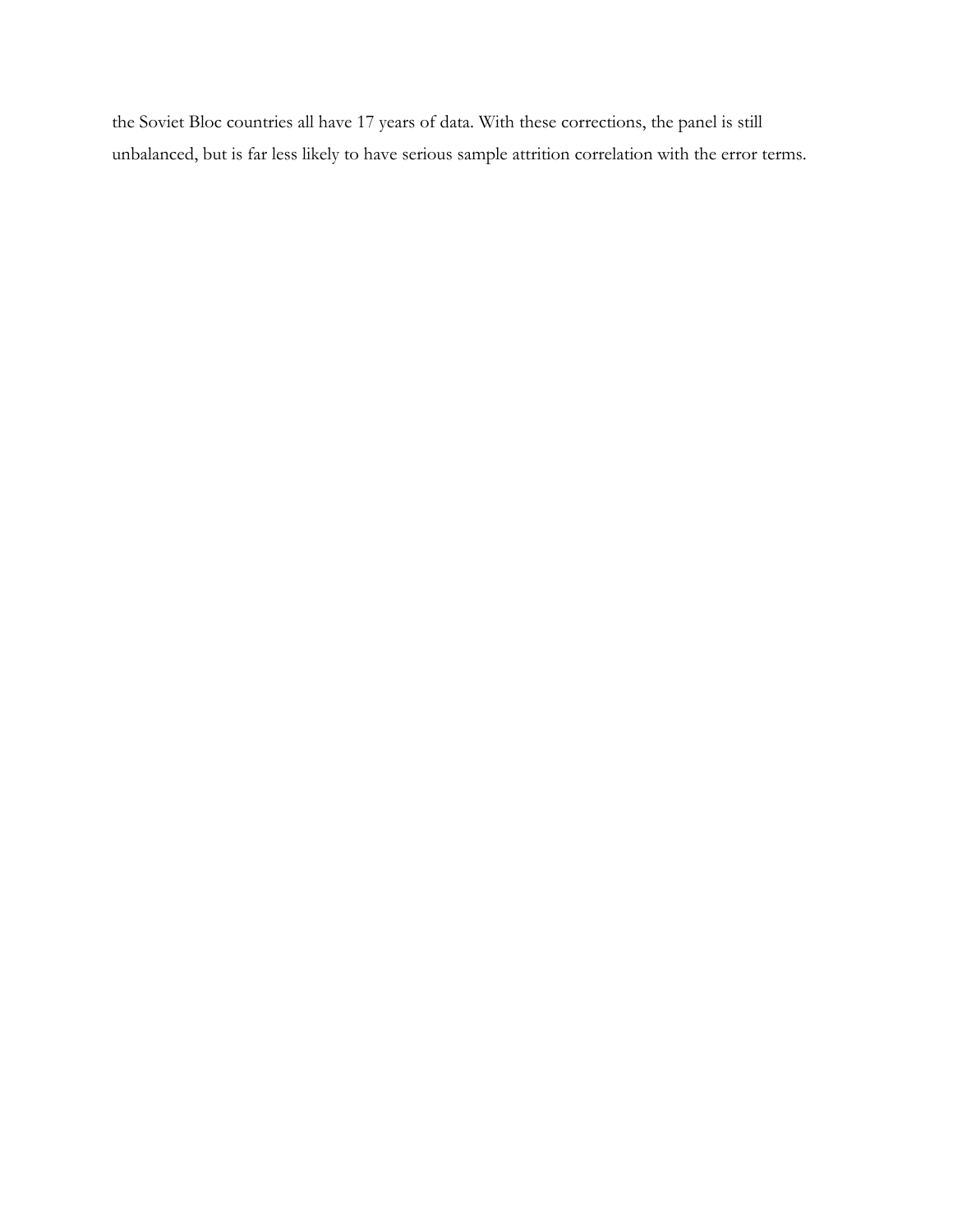the Soviet Bloc countries all have 17 years of data. With these corrections, the panel is still unbalanced, but is far less likely to have serious sample attrition correlation with the error terms.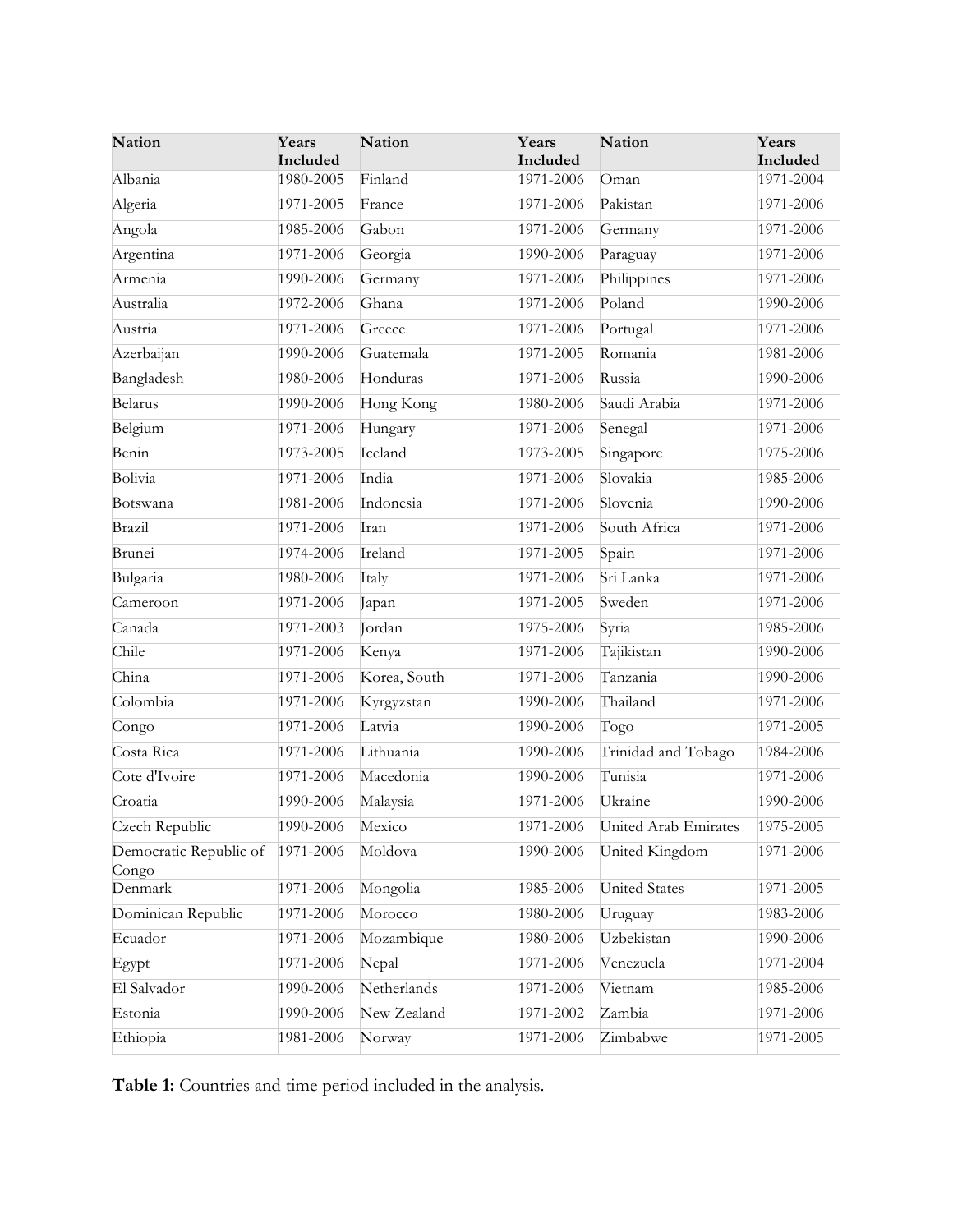| Nation | Years Included | Nation | Years Included | Nation | Years Included |
|---|---|---|---|---|---|
| Albania | 1980-2005 | Finland | 1971-2006 | Oman | 1971-2004 |
| Algeria | 1971-2005 | France | 1971-2006 | Pakistan | 1971-2006 |
| Angola | 1985-2006 | Gabon | 1971-2006 | Germany | 1971-2006 |
| Argentina | 1971-2006 | Georgia | 1990-2006 | Paraguay | 1971-2006 |
| Armenia | 1990-2006 | Germany | 1971-2006 | Philippines | 1971-2006 |
| Australia | 1972-2006 | Ghana | 1971-2006 | Poland | 1990-2006 |
| Austria | 1971-2006 | Greece | 1971-2006 | Portugal | 1971-2006 |
| Azerbaijan | 1990-2006 | Guatemala | 1971-2005 | Romania | 1981-2006 |
| Bangladesh | 1980-2006 | Honduras | 1971-2006 | Russia | 1990-2006 |
| Belarus | 1990-2006 | Hong Kong | 1980-2006 | Saudi Arabia | 1971-2006 |
| Belgium | 1971-2006 | Hungary | 1971-2006 | Senegal | 1971-2006 |
| Benin | 1973-2005 | Iceland | 1973-2005 | Singapore | 1975-2006 |
| Bolivia | 1971-2006 | India | 1971-2006 | Slovakia | 1985-2006 |
| Botswana | 1981-2006 | Indonesia | 1971-2006 | Slovenia | 1990-2006 |
| Brazil | 1971-2006 | Iran | 1971-2006 | South Africa | 1971-2006 |
| Brunei | 1974-2006 | Ireland | 1971-2005 | Spain | 1971-2006 |
| Bulgaria | 1980-2006 | Italy | 1971-2006 | Sri Lanka | 1971-2006 |
| Cameroon | 1971-2006 | Japan | 1971-2005 | Sweden | 1971-2006 |
| Canada | 1971-2003 | Jordan | 1975-2006 | Syria | 1985-2006 |
| Chile | 1971-2006 | Kenya | 1971-2006 | Tajikistan | 1990-2006 |
| China | 1971-2006 | Korea, South | 1971-2006 | Tanzania | 1990-2006 |
| Colombia | 1971-2006 | Kyrgyzstan | 1990-2006 | Thailand | 1971-2006 |
| Congo | 1971-2006 | Latvia | 1990-2006 | Togo | 1971-2005 |
| Costa Rica | 1971-2006 | Lithuania | 1990-2006 | Trinidad and Tobago | 1984-2006 |
| Cote d'Ivoire | 1971-2006 | Macedonia | 1990-2006 | Tunisia | 1971-2006 |
| Croatia | 1990-2006 | Malaysia | 1971-2006 | Ukraine | 1990-2006 |
| Czech Republic | 1990-2006 | Mexico | 1971-2006 | United Arab Emirates | 1975-2005 |
| Democratic Republic of Congo | 1971-2006 | Moldova | 1990-2006 | United Kingdom | 1971-2006 |
| Denmark | 1971-2006 | Mongolia | 1985-2006 | United States | 1971-2005 |
| Dominican Republic | 1971-2006 | Morocco | 1980-2006 | Uruguay | 1983-2006 |
| Ecuador | 1971-2006 | Mozambique | 1980-2006 | Uzbekistan | 1990-2006 |
| Egypt | 1971-2006 | Nepal | 1971-2006 | Venezuela | 1971-2004 |
| El Salvador | 1990-2006 | Netherlands | 1971-2006 | Vietnam | 1985-2006 |
| Estonia | 1990-2006 | New Zealand | 1971-2002 | Zambia | 1971-2006 |
| Ethiopia | 1981-2006 | Norway | 1971-2006 | Zimbabwe | 1971-2005 |

**Table 1:** Countries and time period included in the analysis.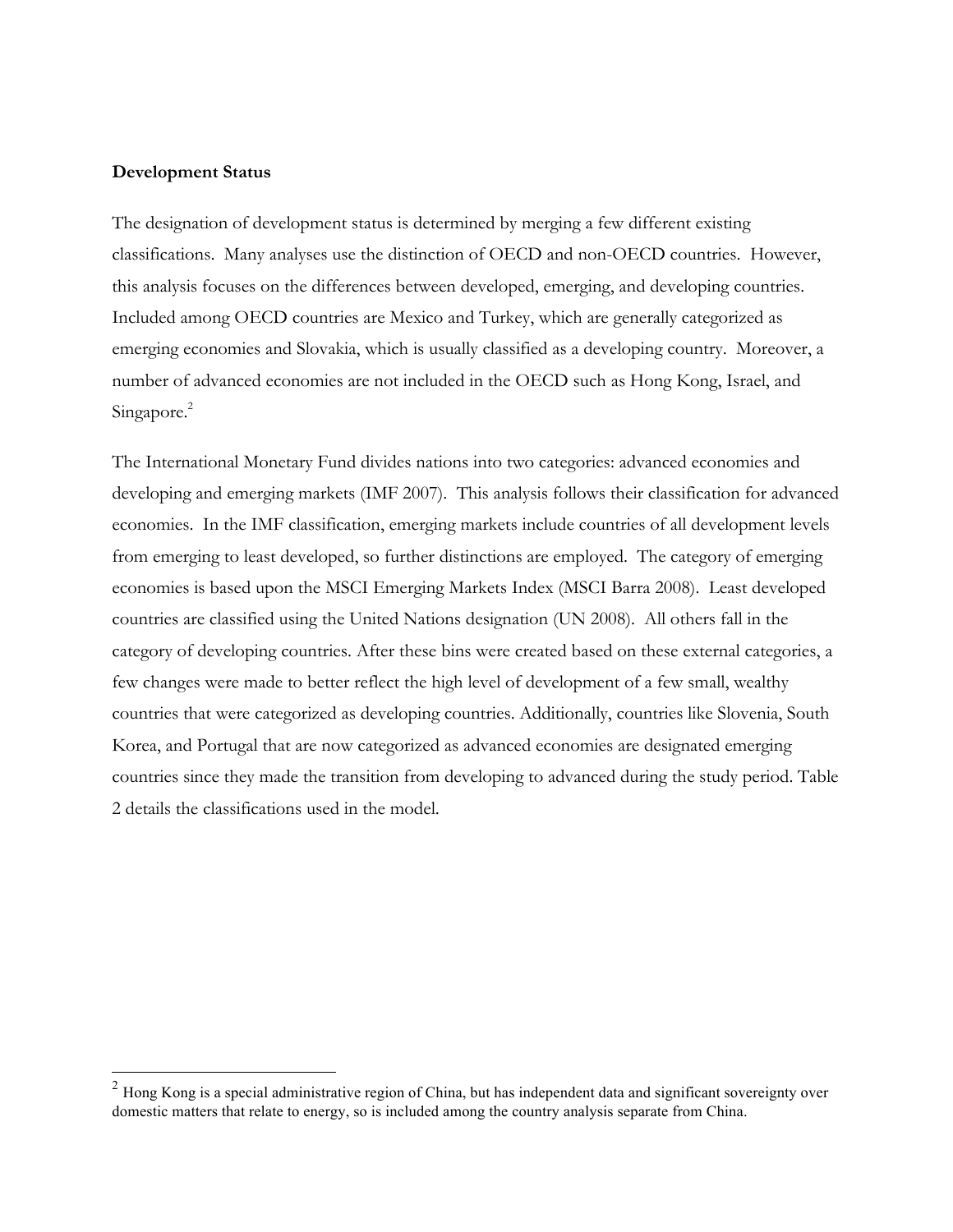**Development Status**

The designation of development status is determined by merging a few different existing classifications. Many analyses use the distinction of OECD and non-OECD countries. However, this analysis focuses on the differences between developed, emerging, and developing countries. Included among OECD countries are Mexico and Turkey, which are generally categorized as emerging economies and Slovakia, which is usually classified as a developing country. Moreover, a number of advanced economies are not included in the OECD such as Hong Kong, Israel, and Singapore.[2]

The International Monetary Fund divides nations into two categories: advanced economies and developing and emerging markets (IMF 2007). This analysis follows their classification for advanced economies. In the IMF classification, emerging markets include countries of all development levels from emerging to least developed, so further distinctions are employed. The category of emerging economies is based upon the MSCI Emerging Markets Index (MSCI Barra 2008). Least developed countries are classified using the United Nations designation (UN 2008). All others fall in the category of developing countries. After these bins were created based on these external categories, a few changes were made to better reflect the high level of development of a few small, wealthy countries that were categorized as developing countries. Additionally, countries like Slovenia, South Korea, and Portugal that are now categorized as advanced economies are designated emerging countries since they made the transition from developing to advanced during the study period. Table 2 details the classifications used in the model.

[2] Hong Kong is a special administrative region of China, but has independent data and significant sovereignty over domestic matters that relate to energy, so is included among the country analysis separate from China.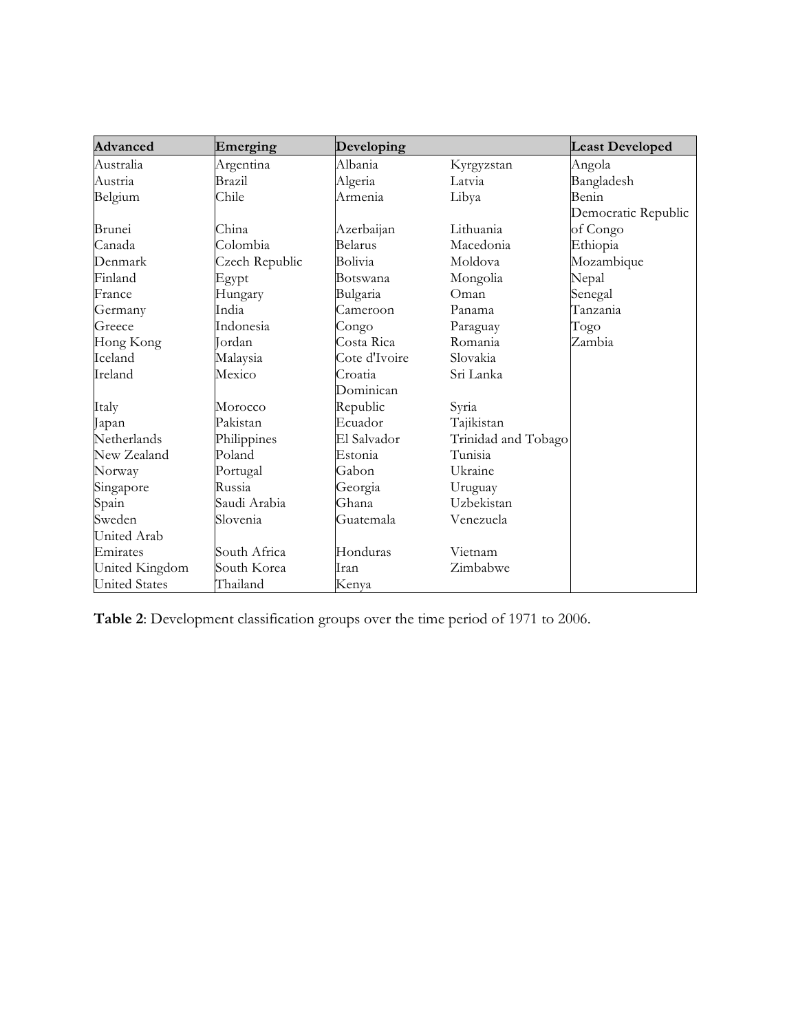| Advanced | Emerging | Developing | | Least Developed |
|---|---|---|---|---|
| Australia | Argentina | Albania | Kyrgyzstan | Angola |
| Austria | Brazil | Algeria | Latvia | Bangladesh |
| Belgium | Chile | Armenia | Libya | Benin |
| Brunei | China | Azerbaijan | Lithuania | Democratic Republic of Congo |
| Canada | Colombia | Belarus | Macedonia | Ethiopia |
| Denmark | Czech Republic | Bolivia | Moldova | Mozambique |
| Finland | Egypt | Botswana | Mongolia | Nepal |
| France | Hungary | Bulgaria | Oman | Senegal |
| Germany | India | Cameroon | Panama | Tanzania |
| Greece | Indonesia | Congo | Paraguay | Togo |
| Hong Kong | Jordan | Costa Rica | Romania | Zambia |
| Iceland | Malaysia | Cote d'Ivoire | Slovakia | |
| Ireland | Mexico | Croatia | Sri Lanka | |
| Italy | Morocco | Dominican Republic | Syria | |
| Japan | Pakistan | Ecuador | Tajikistan | |
| Netherlands | Philippines | El Salvador | Trinidad and Tobago | |
| New Zealand | Poland | Estonia | Tunisia | |
| Norway | Portugal | Gabon | Ukraine | |
| Singapore | Russia | Georgia | Uruguay | |
| Spain | Saudi Arabia | Ghana | Uzbekistan | |
| Sweden | Slovenia | Guatemala | Venezuela | |
| United Arab Emirates | South Africa | Honduras | Vietnam | |
| United Kingdom | South Korea | Iran | Zimbabwe | |
| United States | Thailand | Kenya | | |

**Table 2**: Development classification groups over the time period of 1971 to 2006.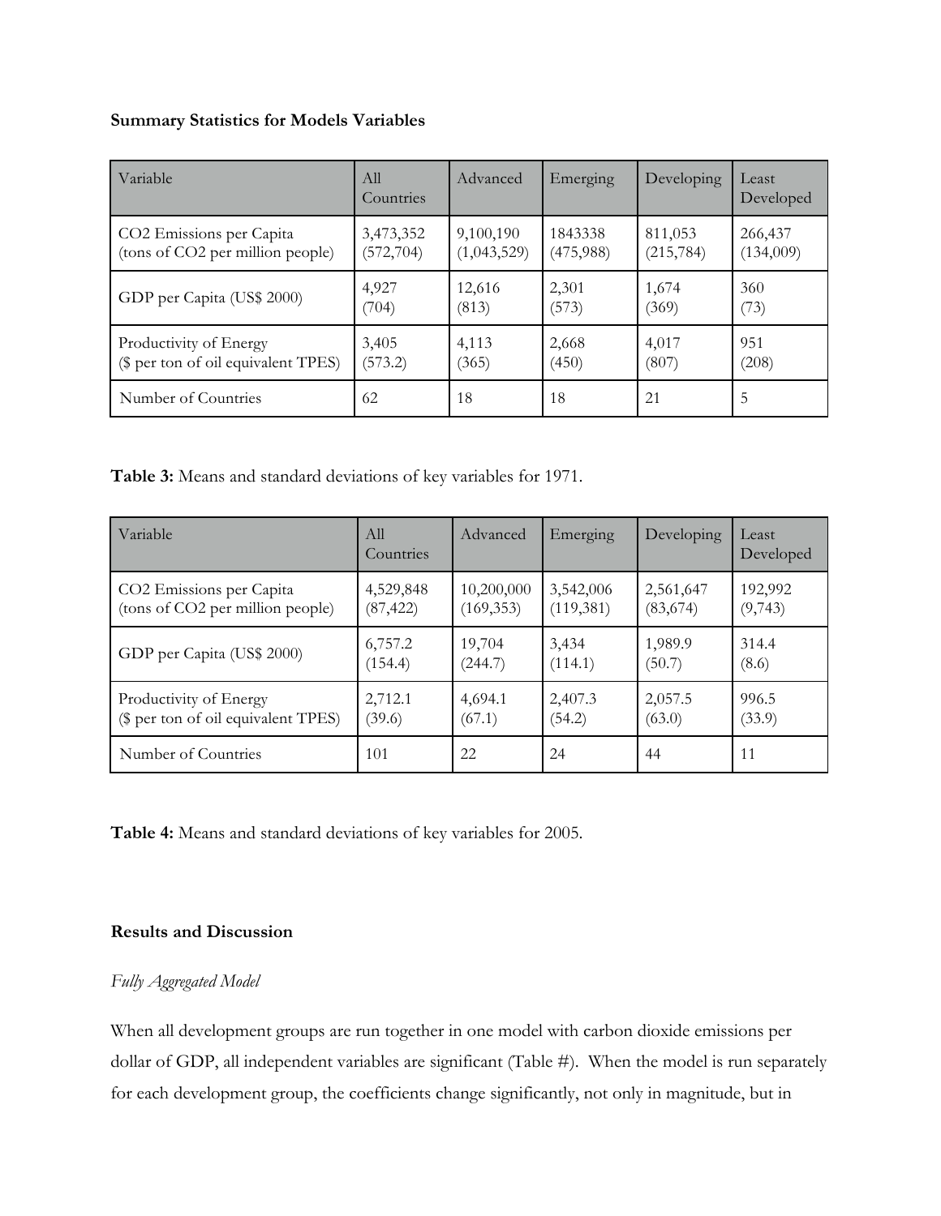**Summary Statistics for Models Variables**

| Variable | All Countries | Advanced | Emerging | Developing | Least Developed |
| --- | --- | --- | --- | --- | --- |
| CO2 Emissions per Capita (tons of CO2 per million people) | 3,473,352 (572,704) | 9,100,190 (1,043,529) | 1843338 (475,988) | 811,053 (215,784) | 266,437 (134,009) |
| GDP per Capita (US$ 2000) | 4,927 (704) | 12,616 (813) | 2,301 (573) | 1,674 (369) | 360 (73) |
| Productivity of Energy ($ per ton of oil equivalent TPES) | 3,405 (573.2) | 4,113 (365) | 2,668 (450) | 4,017 (807) | 951 (208) |
| Number of Countries | 62 | 18 | 18 | 21 | 5 |

**Table 3:** Means and standard deviations of key variables for 1971.

| Variable | All Countries | Advanced | Emerging | Developing | Least Developed |
| --- | --- | --- | --- | --- | --- |
| CO2 Emissions per Capita (tons of CO2 per million people) | 4,529,848 (87,422) | 10,200,000 (169,353) | 3,542,006 (119,381) | 2,561,647 (83,674) | 192,992 (9,743) |
| GDP per Capita (US$ 2000) | 6,757.2 (154.4) | 19,704 (244.7) | 3,434 (114.1) | 1,989.9 (50.7) | 314.4 (8.6) |
| Productivity of Energy ($ per ton of oil equivalent TPES) | 2,712.1 (39.6) | 4,694.1 (67.1) | 2,407.3 (54.2) | 2,057.5 (63.0) | 996.5 (33.9) |
| Number of Countries | 101 | 22 | 24 | 44 | 11 |

**Table 4:** Means and standard deviations of key variables for 2005.

**Results and Discussion**

*Fully Aggregated Model*

When all development groups are run together in one model with carbon dioxide emissions per dollar of GDP, all independent variables are significant (Table #). When the model is run separately for each development group, the coefficients change significantly, not only in magnitude, but in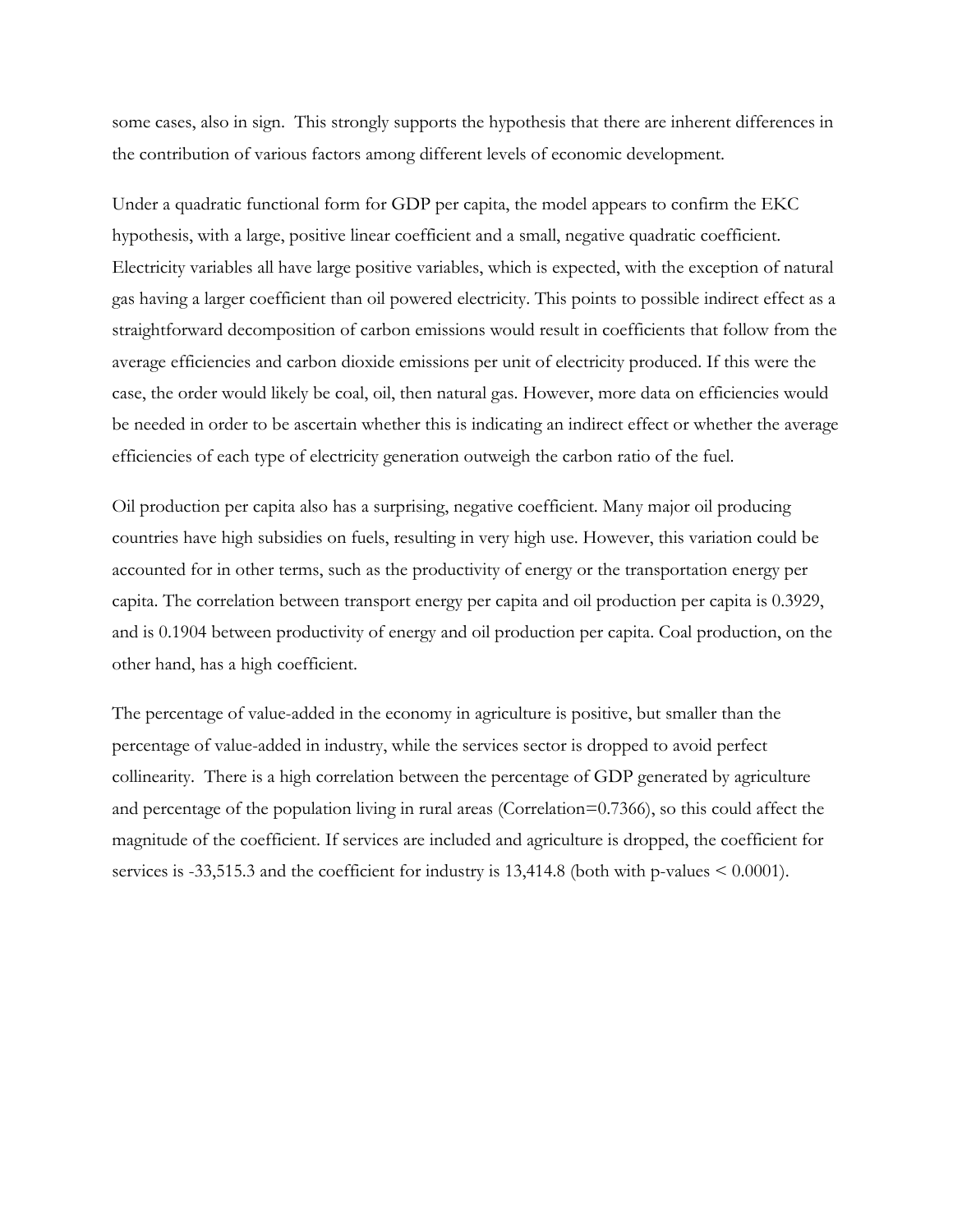some cases, also in sign. This strongly supports the hypothesis that there are inherent differences in the contribution of various factors among different levels of economic development.

Under a quadratic functional form for GDP per capita, the model appears to confirm the EKC hypothesis, with a large, positive linear coefficient and a small, negative quadratic coefficient. Electricity variables all have large positive variables, which is expected, with the exception of natural gas having a larger coefficient than oil powered electricity. This points to possible indirect effect as a straightforward decomposition of carbon emissions would result in coefficients that follow from the average efficiencies and carbon dioxide emissions per unit of electricity produced. If this were the case, the order would likely be coal, oil, then natural gas. However, more data on efficiencies would be needed in order to be ascertain whether this is indicating an indirect effect or whether the average efficiencies of each type of electricity generation outweigh the carbon ratio of the fuel.

Oil production per capita also has a surprising, negative coefficient. Many major oil producing countries have high subsidies on fuels, resulting in very high use. However, this variation could be accounted for in other terms, such as the productivity of energy or the transportation energy per capita. The correlation between transport energy per capita and oil production per capita is 0.3929, and is 0.1904 between productivity of energy and oil production per capita. Coal production, on the other hand, has a high coefficient.

The percentage of value-added in the economy in agriculture is positive, but smaller than the percentage of value-added in industry, while the services sector is dropped to avoid perfect collinearity. There is a high correlation between the percentage of GDP generated by agriculture and percentage of the population living in rural areas (Correlation=0.7366), so this could affect the magnitude of the coefficient. If services are included and agriculture is dropped, the coefficient for services is -33,515.3 and the coefficient for industry is 13,414.8 (both with p-values $< 0.0001$).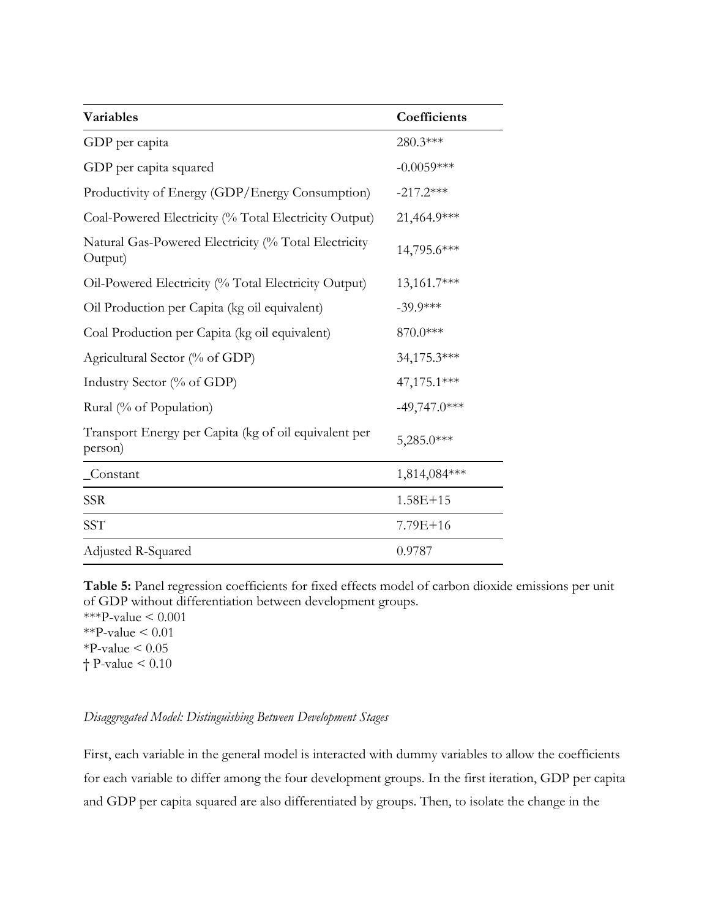| Variables | Coefficients |
|---|---|
| GDP per capita | 280.3*** |
| GDP per capita squared | -0.0059*** |
| Productivity of Energy (GDP/Energy Consumption) | -217.2*** |
| Coal-Powered Electricity (% Total Electricity Output) | 21,464.9*** |
| Natural Gas-Powered Electricity (% Total Electricity Output) | 14,795.6*** |
| Oil-Powered Electricity (% Total Electricity Output) | 13,161.7*** |
| Oil Production per Capita (kg oil equivalent) | -39.9*** |
| Coal Production per Capita (kg oil equivalent) | 870.0*** |
| Agricultural Sector (% of GDP) | 34,175.3*** |
| Industry Sector (% of GDP) | 47,175.1*** |
| Rural (% of Population) | -49,747.0*** |
| Transport Energy per Capita (kg of oil equivalent per person) | 5,285.0*** |
| _Constant | 1,814,084*** |
| SSR | 1.58E+15 |
| SST | 7.79E+16 |
| Adjusted R-Squared | 0.9787 |

**Table 5:** Panel regression coefficients for fixed effects model of carbon dioxide emissions per unit of GDP without differentiation between development groups.
***P-value < 0.001
**P-value < 0.01
*P-value < 0.05
† P-value < 0.10

*Disaggregated Model: Distinguishing Between Development Stages*

First, each variable in the general model is interacted with dummy variables to allow the coefficients for each variable to differ among the four development groups. In the first iteration, GDP per capita and GDP per capita squared are also differentiated by groups. Then, to isolate the change in the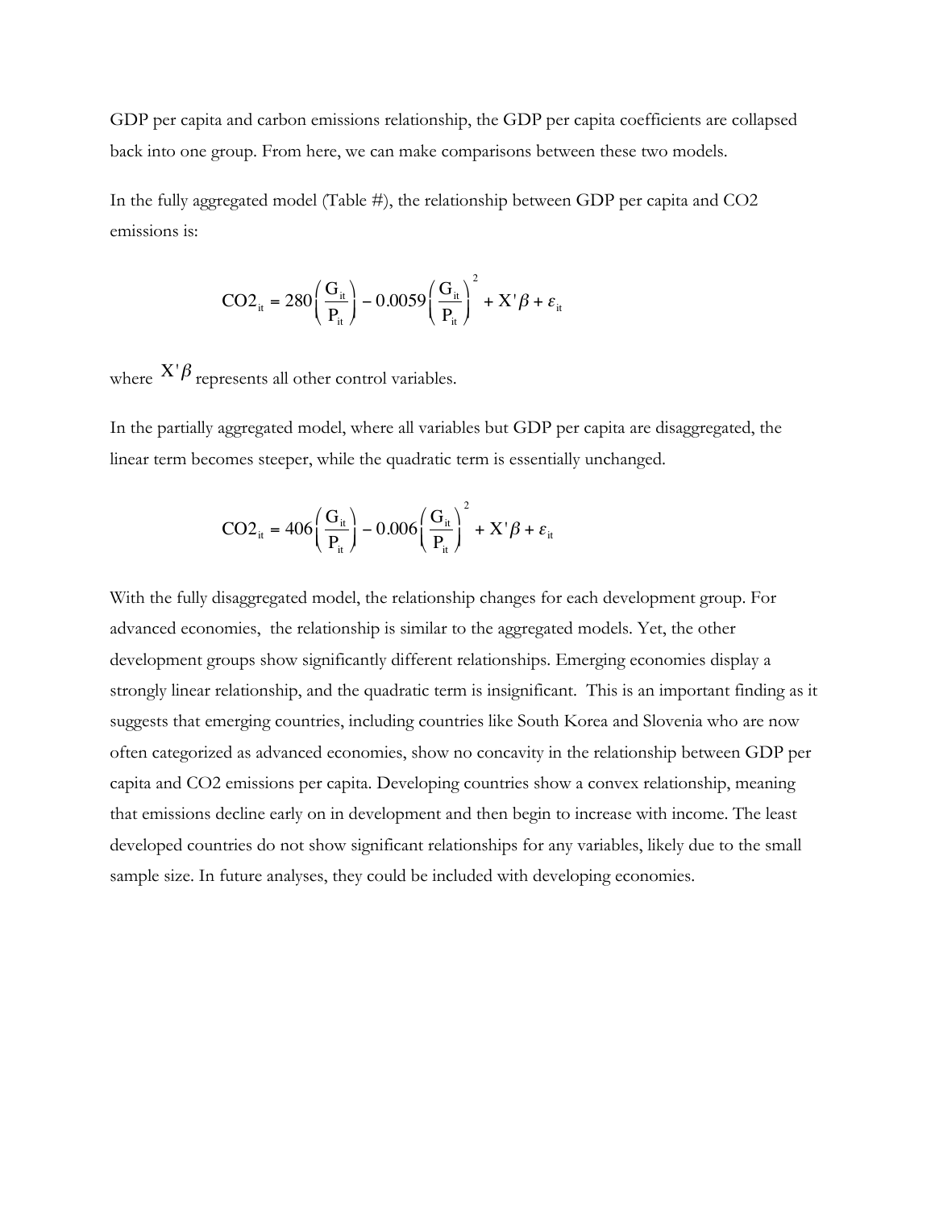GDP per capita and carbon emissions relationship, the GDP per capita coefficients are collapsed back into one group. From here, we can make comparisons between these two models.

In the fully aggregated model (Table #), the relationship between GDP per capita and CO2 emissions is:

$$CO2_{it} = 280\left(\frac{G_{it}}{P_{it}}\right) - 0.0059\left(\frac{G_{it}}{P_{it}}\right)^2 + X'\beta + \varepsilon_{it}$$

where $X'\beta$ represents all other control variables.

In the partially aggregated model, where all variables but GDP per capita are disaggregated, the linear term becomes steeper, while the quadratic term is essentially unchanged.

$$CO2_{it} = 406\left(\frac{G_{it}}{P_{it}}\right) - 0.006\left(\frac{G_{it}}{P_{it}}\right)^2 + X'\beta + \varepsilon_{it}$$

With the fully disaggregated model, the relationship changes for each development group. For advanced economies, the relationship is similar to the aggregated models. Yet, the other development groups show significantly different relationships. Emerging economies display a strongly linear relationship, and the quadratic term is insignificant. This is an important finding as it suggests that emerging countries, including countries like South Korea and Slovenia who are now often categorized as advanced economies, show no concavity in the relationship between GDP per capita and CO2 emissions per capita. Developing countries show a convex relationship, meaning that emissions decline early on in development and then begin to increase with income. The least developed countries do not show significant relationships for any variables, likely due to the small sample size. In future analyses, they could be included with developing economies.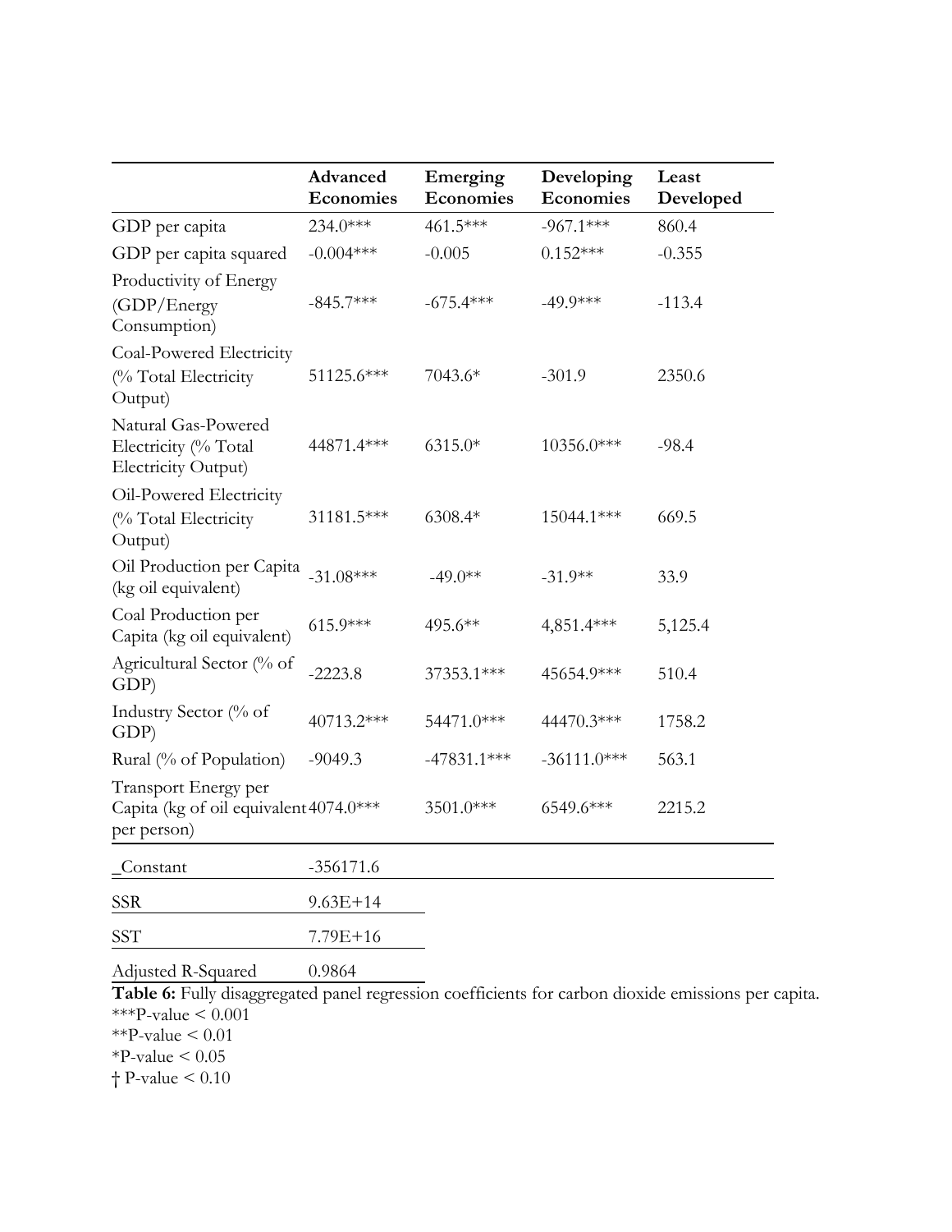| | Advanced Economies | Emerging Economies | Developing Economies | Least Developed |
|---|---|---|---|---|
| GDP per capita | 234.0*** | 461.5*** | -967.1*** | 860.4 |
| GDP per capita squared | -0.004*** | -0.005 | 0.152*** | -0.355 |
| Productivity of Energy (GDP/Energy Consumption) | -845.7*** | -675.4*** | -49.9*** | -113.4 |
| Coal-Powered Electricity (% Total Electricity Output) | 51125.6*** | 7043.6* | -301.9 | 2350.6 |
| Natural Gas-Powered Electricity (% Total Electricity Output) | 44871.4*** | 6315.0* | 10356.0*** | -98.4 |
| Oil-Powered Electricity (% Total Electricity Output) | 31181.5*** | 6308.4* | 15044.1*** | 669.5 |
| Oil Production per Capita (kg oil equivalent) | -31.08*** | -49.0** | -31.9** | 33.9 |
| Coal Production per Capita (kg oil equivalent) | 615.9*** | 495.6** | 4,851.4*** | 5,125.4 |
| Agricultural Sector (% of GDP) | -2223.8 | 37353.1*** | 45654.9*** | 510.4 |
| Industry Sector (% of GDP) | 40713.2*** | 54471.0*** | 44470.3*** | 1758.2 |
| Rural (% of Population) | -9049.3 | -47831.1*** | -36111.0*** | 563.1 |
| Transport Energy per Capita (kg of oil equivalent per person) | 4074.0*** | 3501.0*** | 6549.6*** | 2215.2 |
| _Constant | -356171.6 | | | |
| SSR | 9.63E+14 | | | |
| SST | 7.79E+16 | | | |
| Adjusted R-Squared | 0.9864 | | | |

**Table 6:** Fully disaggregated panel regression coefficients for carbon dioxide emissions per capita.
***P-value < 0.001
**P-value < 0.01
*P-value < 0.05
† P-value < 0.10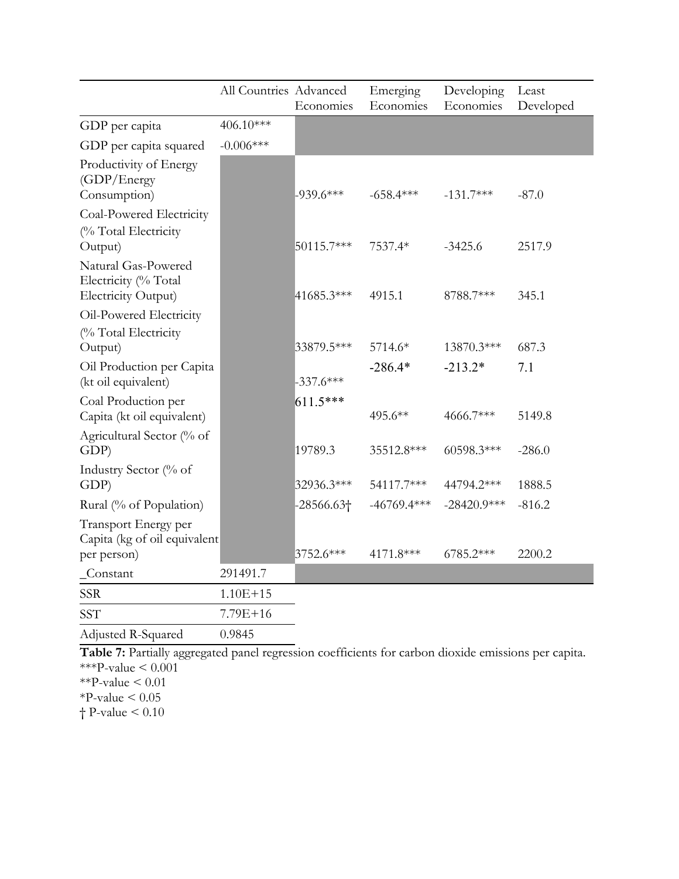| | All Countries | Advanced Economies | Emerging Economies | Developing Economies | Least Developed |
|---|---|---|---|---|---|
| GDP per capita | 406.10*** | | | | |
| GDP per capita squared | -0.006*** | | | | |
| Productivity of Energy (GDP/Energy Consumption) | | -939.6*** | -658.4*** | -131.7*** | -87.0 |
| Coal-Powered Electricity (% Total Electricity Output) | | 50115.7*** | 7537.4* | -3425.6 | 2517.9 |
| Natural Gas-Powered Electricity (% Total Electricity Output) | | 41685.3*** | 4915.1 | 8788.7*** | 345.1 |
| Oil-Powered Electricity (% Total Electricity Output) | | 33879.5*** | 5714.6* | 13870.3*** | 687.3 |
| Oil Production per Capita (kt oil equivalent) | | -337.6*** | -286.4* | -213.2* | 7.1 |
| Coal Production per Capita (kt oil equivalent) | | 611.5*** | 495.6** | 4666.7*** | 5149.8 |
| Agricultural Sector (% of GDP) | | 19789.3 | 35512.8*** | 60598.3*** | -286.0 |
| Industry Sector (% of GDP) | | 32936.3*** | 54117.7*** | 44794.2*** | 1888.5 |
| Rural (% of Population) | | -28566.63† | -46769.4*** | -28420.9*** | -816.2 |
| Transport Energy per Capita (kg of oil equivalent per person) | | 3752.6*** | 4171.8*** | 6785.2*** | 2200.2 |
| _Constant | 291491.7 | | | | |
| SSR | 1.10E+15 | | | | |
| SST | 7.79E+16 | | | | |
| Adjusted R-Squared | 0.9845 | | | | |

**Table 7:** Partially aggregated panel regression coefficients for carbon dioxide emissions per capita.

***P-value < 0.001

**P-value < 0.01

*P-value < 0.05

† P-value < 0.10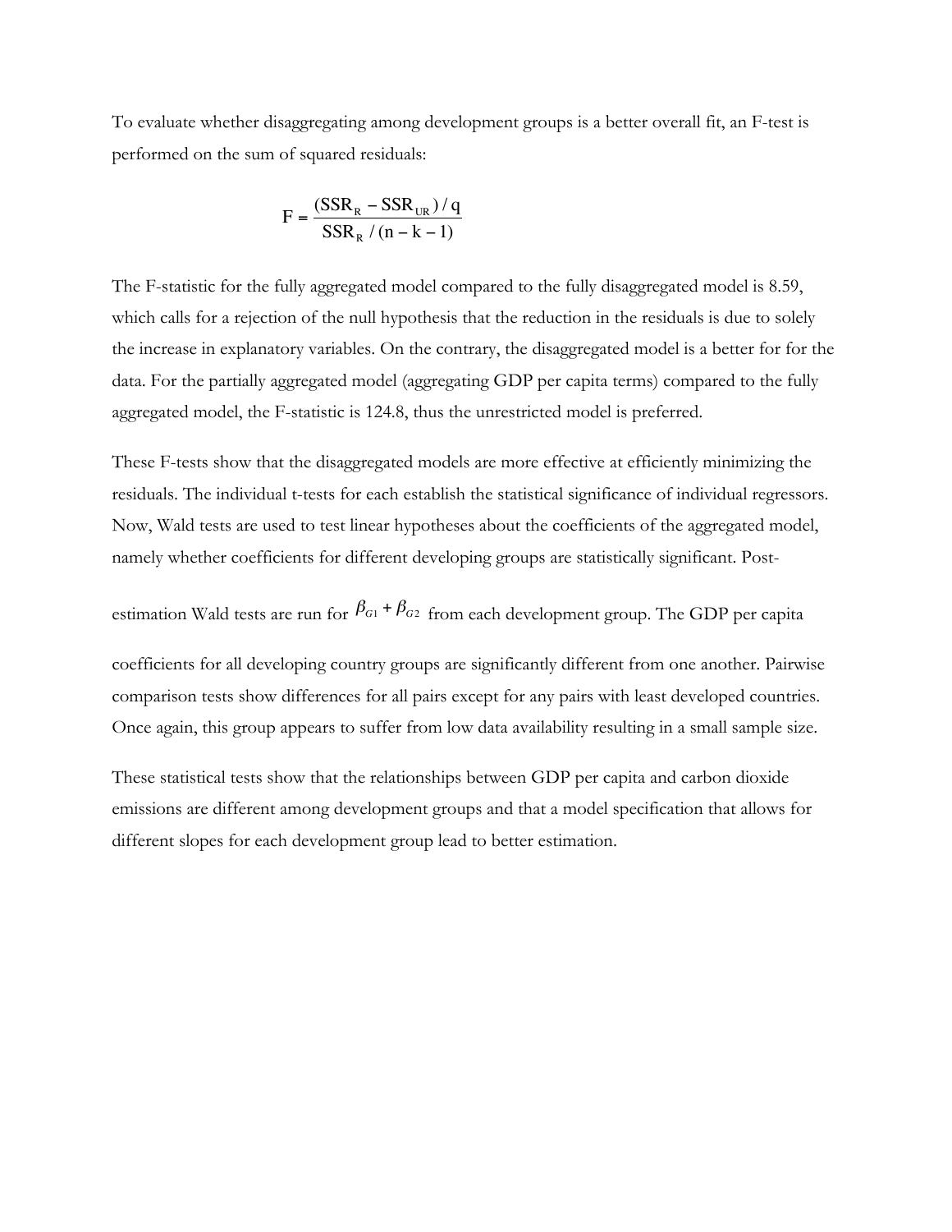To evaluate whether disaggregating among development groups is a better overall fit, an F-test is performed on the sum of squared residuals:

$$F = \frac{(SSR_R - SSR_{UR})/q}{SSR_R/(n-k-1)}$$

The F-statistic for the fully aggregated model compared to the fully disaggregated model is 8.59, which calls for a rejection of the null hypothesis that the reduction in the residuals is due to solely the increase in explanatory variables. On the contrary, the disaggregated model is a better for for the data. For the partially aggregated model (aggregating GDP per capita terms) compared to the fully aggregated model, the F-statistic is 124.8, thus the unrestricted model is preferred.

These F-tests show that the disaggregated models are more effective at efficiently minimizing the residuals. The individual t-tests for each establish the statistical significance of individual regressors. Now, Wald tests are used to test linear hypotheses about the coefficients of the aggregated model, namely whether coefficients for different developing groups are statistically significant. Post-estimation Wald tests are run for $\beta_{G1} + \beta_{G2}$ from each development group. The GDP per capita coefficients for all developing country groups are significantly different from one another. Pairwise comparison tests show differences for all pairs except for any pairs with least developed countries. Once again, this group appears to suffer from low data availability resulting in a small sample size.

These statistical tests show that the relationships between GDP per capita and carbon dioxide emissions are different among development groups and that a model specification that allows for different slopes for each development group lead to better estimation.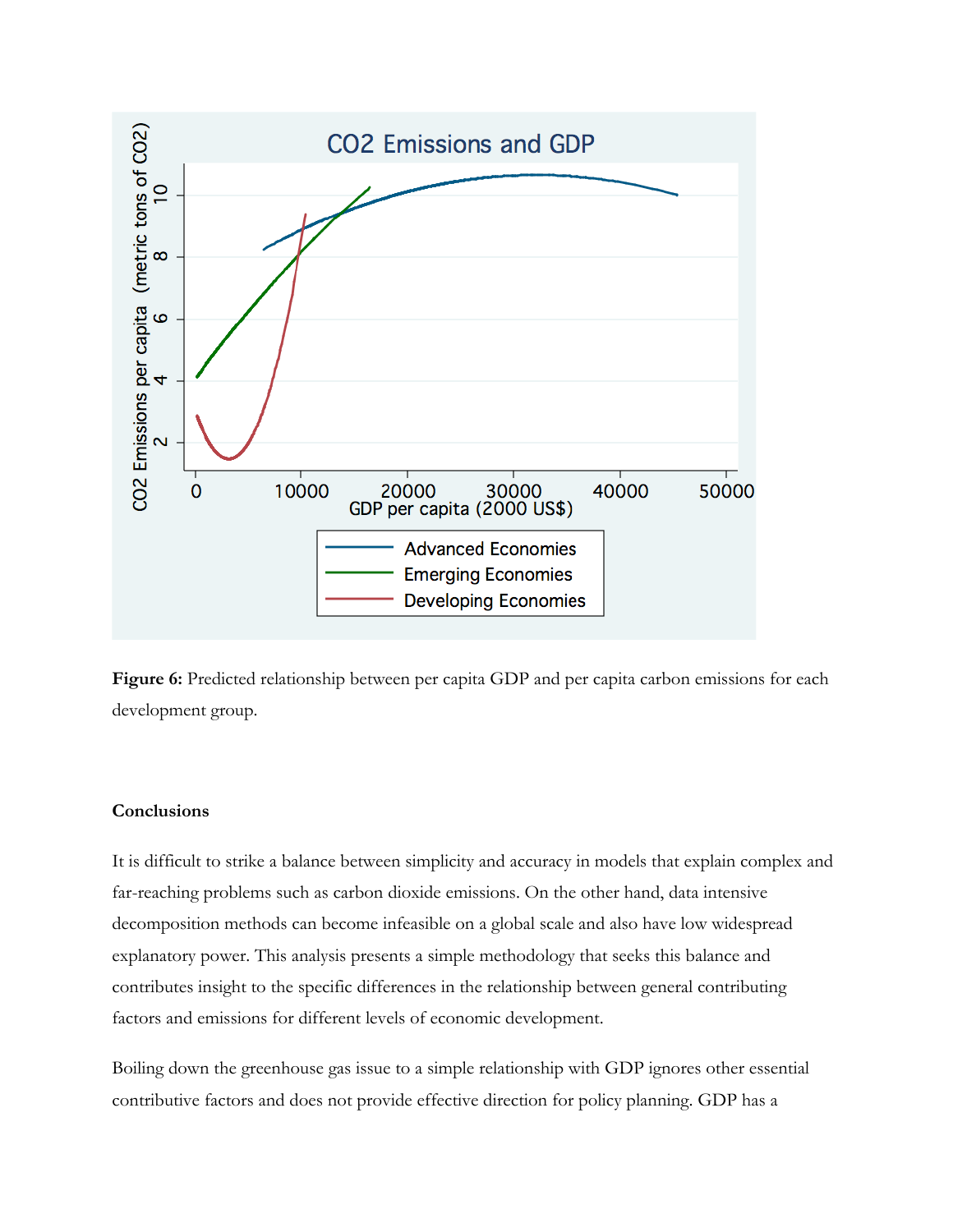**Figure 6:** Predicted relationship between per capita GDP and per capita carbon emissions for each development group.

**Conclusions**

It is difficult to strike a balance between simplicity and accuracy in models that explain complex and far-reaching problems such as carbon dioxide emissions. On the other hand, data intensive decomposition methods can become infeasible on a global scale and also have low widespread explanatory power. This analysis presents a simple methodology that seeks this balance and contributes insight to the specific differences in the relationship between general contributing factors and emissions for different levels of economic development.

Boiling down the greenhouse gas issue to a simple relationship with GDP ignores other essential contributive factors and does not provide effective direction for policy planning. GDP has a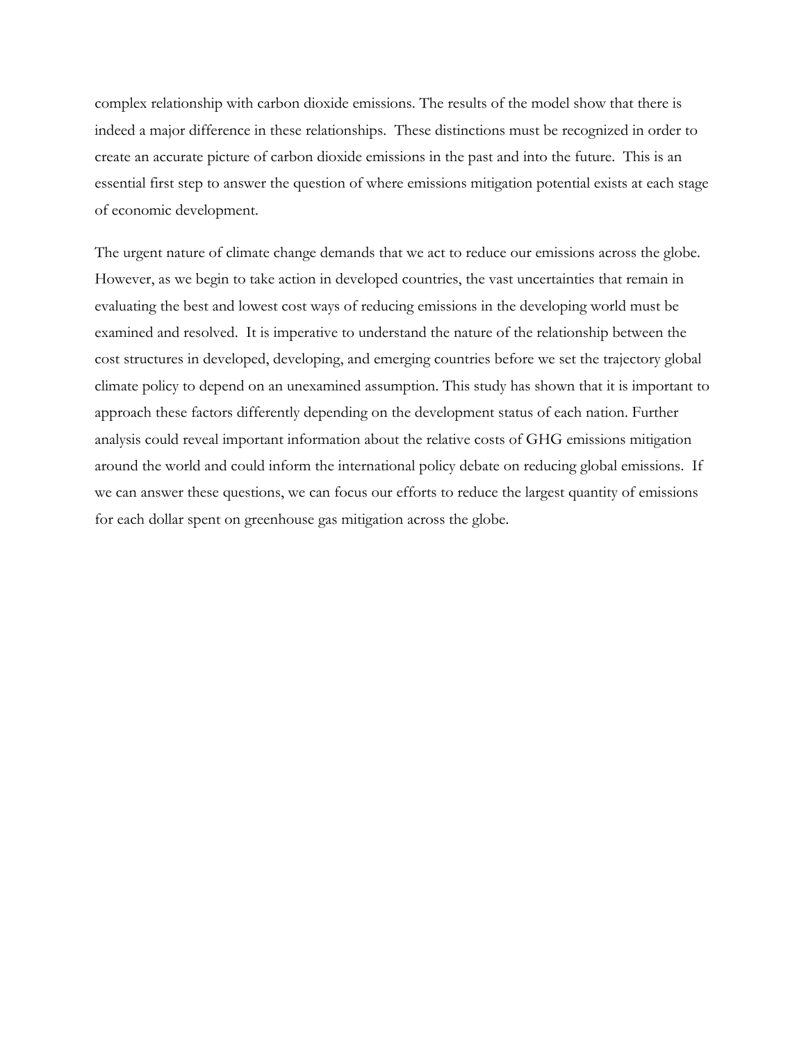complex relationship with carbon dioxide emissions. The results of the model show that there is indeed a major difference in these relationships. These distinctions must be recognized in order to create an accurate picture of carbon dioxide emissions in the past and into the future. This is an essential first step to answer the question of where emissions mitigation potential exists at each stage of economic development.

The urgent nature of climate change demands that we act to reduce our emissions across the globe. However, as we begin to take action in developed countries, the vast uncertainties that remain in evaluating the best and lowest cost ways of reducing emissions in the developing world must be examined and resolved. It is imperative to understand the nature of the relationship between the cost structures in developed, developing, and emerging countries before we set the trajectory global climate policy to depend on an unexamined assumption. This study has shown that it is important to approach these factors differently depending on the development status of each nation. Further analysis could reveal important information about the relative costs of GHG emissions mitigation around the world and could inform the international policy debate on reducing global emissions. If we can answer these questions, we can focus our efforts to reduce the largest quantity of emissions for each dollar spent on greenhouse gas mitigation across the globe.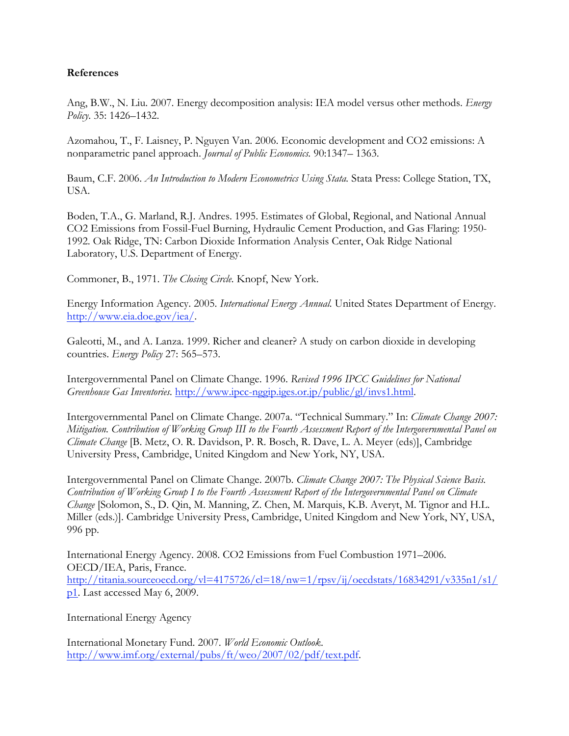**References**

Ang, B.W., N. Liu. 2007. Energy decomposition analysis: IEA model versus other methods. *Energy Policy*. 35: 1426–1432.

Azomahou, T., F. Laisney, P. Nguyen Van. 2006. Economic development and CO2 emissions: A nonparametric panel approach. *Journal of Public Economics.* 90:1347– 1363.

Baum, C.F. 2006. *An Introduction to Modern Econometrics Using Stata.* Stata Press: College Station, TX, USA.

Boden, T.A., G. Marland, R.J. Andres. 1995. Estimates of Global, Regional, and National Annual CO2 Emissions from Fossil-Fuel Burning, Hydraulic Cement Production, and Gas Flaring: 1950-1992. Oak Ridge, TN: Carbon Dioxide Information Analysis Center, Oak Ridge National Laboratory, U.S. Department of Energy.

Commoner, B., 1971. *The Closing Circle.* Knopf, New York.

Energy Information Agency. 2005. *International Energy Annual.* United States Department of Energy. http://www.eia.doe.gov/iea/.

Galeotti, M., and A. Lanza. 1999. Richer and cleaner? A study on carbon dioxide in developing countries. *Energy Policy* 27: 565–573.

Intergovernmental Panel on Climate Change. 1996. *Revised 1996 IPCC Guidelines for National Greenhouse Gas Inventories.* http://www.ipcc-nggip.iges.or.jp/public/gl/invs1.html.

Intergovernmental Panel on Climate Change. 2007a. "Technical Summary." In: *Climate Change 2007: Mitigation. Contribution of Working Group III to the Fourth Assessment Report of the Intergovernmental Panel on Climate Change* [B. Metz, O. R. Davidson, P. R. Bosch, R. Dave, L. A. Meyer (eds)], Cambridge University Press, Cambridge, United Kingdom and New York, NY, USA.

Intergovernmental Panel on Climate Change. 2007b. *Climate Change 2007: The Physical Science Basis. Contribution of Working Group I to the Fourth Assessment Report of the Intergovernmental Panel on Climate Change* [Solomon, S., D. Qin, M. Manning, Z. Chen, M. Marquis, K.B. Averyt, M. Tignor and H.L. Miller (eds.)]. Cambridge University Press, Cambridge, United Kingdom and New York, NY, USA, 996 pp.

International Energy Agency. 2008. CO2 Emissions from Fuel Combustion 1971–2006. OECD/IEA, Paris, France. http://titania.sourceoecd.org/vl=4175726/cl=18/nw=1/rpsv/ij/oecdstats/16834291/v335n1/s1/p1. Last accessed May 6, 2009.

International Energy Agency

International Monetary Fund. 2007. *World Economic Outlook.* http://www.imf.org/external/pubs/ft/weo/2007/02/pdf/text.pdf.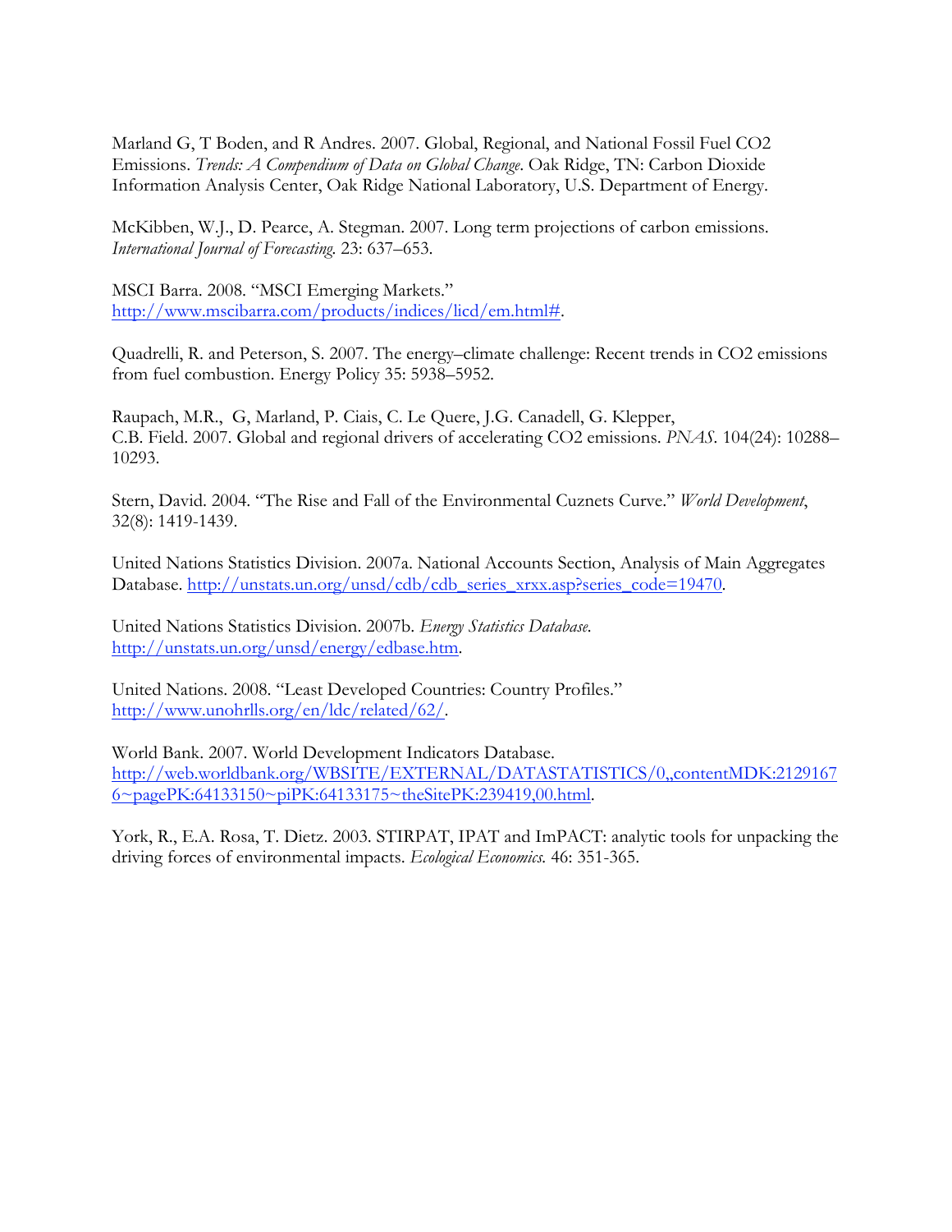Marland G, T Boden, and R Andres. 2007. Global, Regional, and National Fossil Fuel CO2 Emissions. *Trends: A Compendium of Data on Global Change*. Oak Ridge, TN: Carbon Dioxide Information Analysis Center, Oak Ridge National Laboratory, U.S. Department of Energy.

McKibben, W.J., D. Pearce, A. Stegman. 2007. Long term projections of carbon emissions. *International Journal of Forecasting.* 23: 637–653.

MSCI Barra. 2008. "MSCI Emerging Markets." http://www.mscibarra.com/products/indices/licd/em.html#.

Quadrelli, R. and Peterson, S. 2007. The energy–climate challenge: Recent trends in CO2 emissions from fuel combustion. Energy Policy 35: 5938–5952.

Raupach, M.R., G, Marland, P. Ciais, C. Le Quere, J.G. Canadell, G. Klepper, C.B. Field. 2007. Global and regional drivers of accelerating CO2 emissions. *PNAS*. 104(24): 10288–10293.

Stern, David. 2004. "The Rise and Fall of the Environmental Cuznets Curve." *World Development*, 32(8): 1419-1439.

United Nations Statistics Division. 2007a. National Accounts Section, Analysis of Main Aggregates Database. http://unstats.un.org/unsd/cdb/cdb_series_xrxx.asp?series_code=19470.

United Nations Statistics Division. 2007b. *Energy Statistics Database.* http://unstats.un.org/unsd/energy/edbase.htm.

United Nations. 2008. "Least Developed Countries: Country Profiles." http://www.unohrlls.org/en/ldc/related/62/.

World Bank. 2007. World Development Indicators Database. http://web.worldbank.org/WBSITE/EXTERNAL/DATASTATISTICS/0,,contentMDK:21291676~pagePK:64133150~piPK:64133175~theSitePK:239419,00.html.

York, R., E.A. Rosa, T. Dietz. 2003. STIRPAT, IPAT and ImPACT: analytic tools for unpacking the driving forces of environmental impacts. *Ecological Economics.* 46: 351-365.